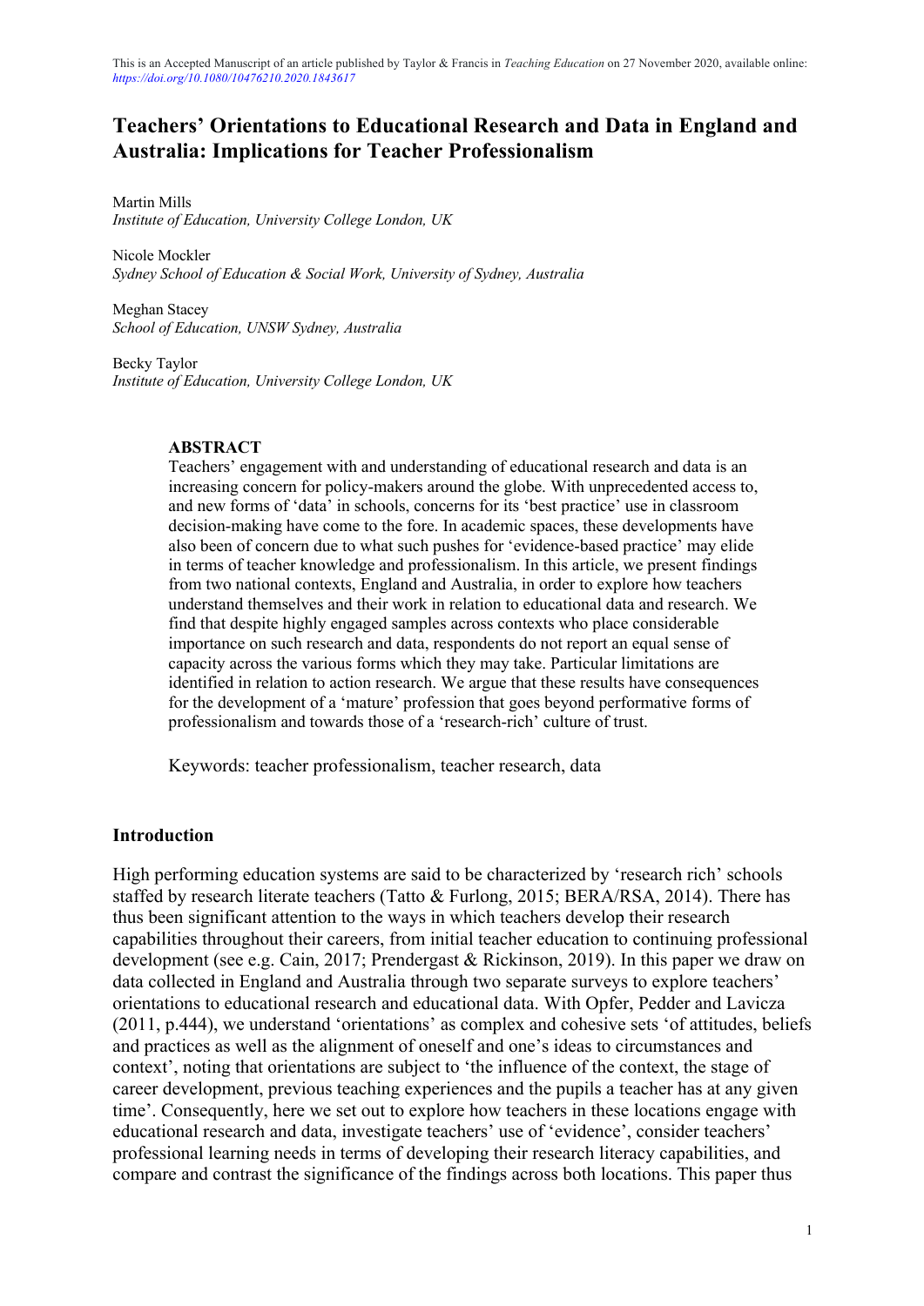This is an Accepted Manuscript of an article published by Taylor & Francis in *Teaching Education* on 27 November 2020, available online: *https://doi.org/10.1080/10476210.2020.1843617*

# Teachers' Orientations to Educational Research and Data in England and Australia: Implications for Teacher Professionalism

Martin Mills
*Institute of Education, University College London, UK*

Nicole Mockler
*Sydney School of Education & Social Work, University of Sydney, Australia*

Meghan Stacey
*School of Education, UNSW Sydney, Australia*

Becky Taylor
*Institute of Education, University College London, UK*

**ABSTRACT**

Teachers' engagement with and understanding of educational research and data is an increasing concern for policy-makers around the globe. With unprecedented access to, and new forms of 'data' in schools, concerns for its 'best practice' use in classroom decision-making have come to the fore. In academic spaces, these developments have also been of concern due to what such pushes for 'evidence-based practice' may elide in terms of teacher knowledge and professionalism. In this article, we present findings from two national contexts, England and Australia, in order to explore how teachers understand themselves and their work in relation to educational data and research. We find that despite highly engaged samples across contexts who place considerable importance on such research and data, respondents do not report an equal sense of capacity across the various forms which they may take. Particular limitations are identified in relation to action research. We argue that these results have consequences for the development of a 'mature' profession that goes beyond performative forms of professionalism and towards those of a 'research-rich' culture of trust.

Keywords: teacher professionalism, teacher research, data

## Introduction

High performing education systems are said to be characterized by 'research rich' schools staffed by research literate teachers (Tatto & Furlong, 2015; BERA/RSA, 2014). There has thus been significant attention to the ways in which teachers develop their research capabilities throughout their careers, from initial teacher education to continuing professional development (see e.g. Cain, 2017; Prendergast & Rickinson, 2019). In this paper we draw on data collected in England and Australia through two separate surveys to explore teachers' orientations to educational research and educational data. With Opfer, Pedder and Lavicza (2011, p.444), we understand 'orientations' as complex and cohesive sets 'of attitudes, beliefs and practices as well as the alignment of oneself and one's ideas to circumstances and context', noting that orientations are subject to 'the influence of the context, the stage of career development, previous teaching experiences and the pupils a teacher has at any given time'. Consequently, here we set out to explore how teachers in these locations engage with educational research and data, investigate teachers' use of 'evidence', consider teachers' professional learning needs in terms of developing their research literacy capabilities, and compare and contrast the significance of the findings across both locations. This paper thus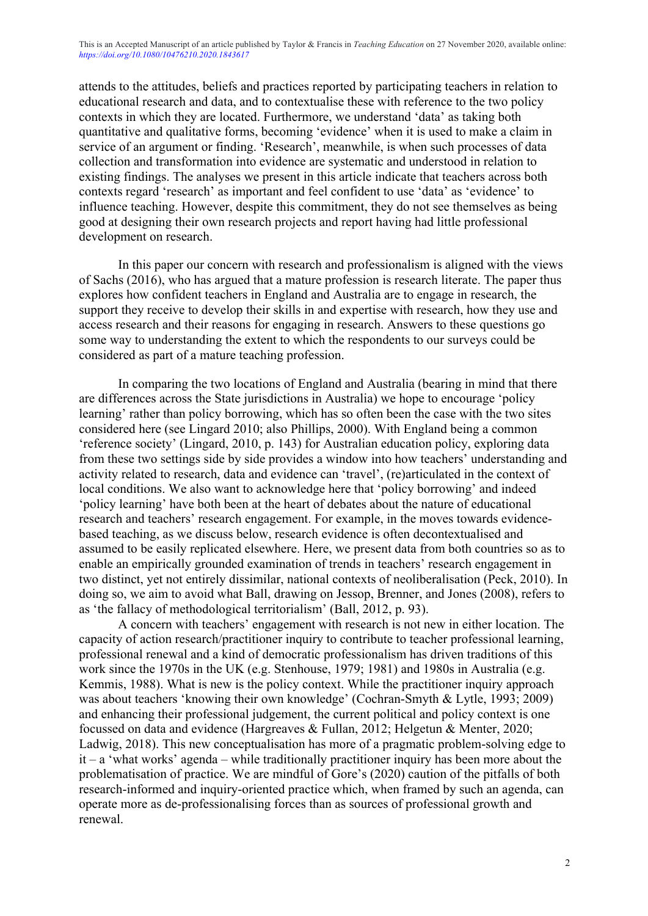attends to the attitudes, beliefs and practices reported by participating teachers in relation to educational research and data, and to contextualise these with reference to the two policy contexts in which they are located. Furthermore, we understand 'data' as taking both quantitative and qualitative forms, becoming 'evidence' when it is used to make a claim in service of an argument or finding. 'Research', meanwhile, is when such processes of data collection and transformation into evidence are systematic and understood in relation to existing findings. The analyses we present in this article indicate that teachers across both contexts regard 'research' as important and feel confident to use 'data' as 'evidence' to influence teaching. However, despite this commitment, they do not see themselves as being good at designing their own research projects and report having had little professional development on research.

In this paper our concern with research and professionalism is aligned with the views of Sachs (2016), who has argued that a mature profession is research literate. The paper thus explores how confident teachers in England and Australia are to engage in research, the support they receive to develop their skills in and expertise with research, how they use and access research and their reasons for engaging in research. Answers to these questions go some way to understanding the extent to which the respondents to our surveys could be considered as part of a mature teaching profession.

In comparing the two locations of England and Australia (bearing in mind that there are differences across the State jurisdictions in Australia) we hope to encourage 'policy learning' rather than policy borrowing, which has so often been the case with the two sites considered here (see Lingard 2010; also Phillips, 2000). With England being a common 'reference society' (Lingard, 2010, p. 143) for Australian education policy, exploring data from these two settings side by side provides a window into how teachers' understanding and activity related to research, data and evidence can 'travel', (re)articulated in the context of local conditions. We also want to acknowledge here that 'policy borrowing' and indeed 'policy learning' have both been at the heart of debates about the nature of educational research and teachers' research engagement. For example, in the moves towards evidence-based teaching, as we discuss below, research evidence is often decontextualised and assumed to be easily replicated elsewhere. Here, we present data from both countries so as to enable an empirically grounded examination of trends in teachers' research engagement in two distinct, yet not entirely dissimilar, national contexts of neoliberalisation (Peck, 2010). In doing so, we aim to avoid what Ball, drawing on Jessop, Brenner, and Jones (2008), refers to as 'the fallacy of methodological territorialism' (Ball, 2012, p. 93).

A concern with teachers' engagement with research is not new in either location. The capacity of action research/practitioner inquiry to contribute to teacher professional learning, professional renewal and a kind of democratic professionalism has driven traditions of this work since the 1970s in the UK (e.g. Stenhouse, 1979; 1981) and 1980s in Australia (e.g. Kemmis, 1988). What is new is the policy context. While the practitioner inquiry approach was about teachers 'knowing their own knowledge' (Cochran-Smyth & Lytle, 1993; 2009) and enhancing their professional judgement, the current political and policy context is one focussed on data and evidence (Hargreaves & Fullan, 2012; Helgetun & Menter, 2020; Ladwig, 2018). This new conceptualisation has more of a pragmatic problem-solving edge to it – a 'what works' agenda – while traditionally practitioner inquiry has been more about the problematisation of practice. We are mindful of Gore's (2020) caution of the pitfalls of both research-informed and inquiry-oriented practice which, when framed by such an agenda, can operate more as de-professionalising forces than as sources of professional growth and renewal.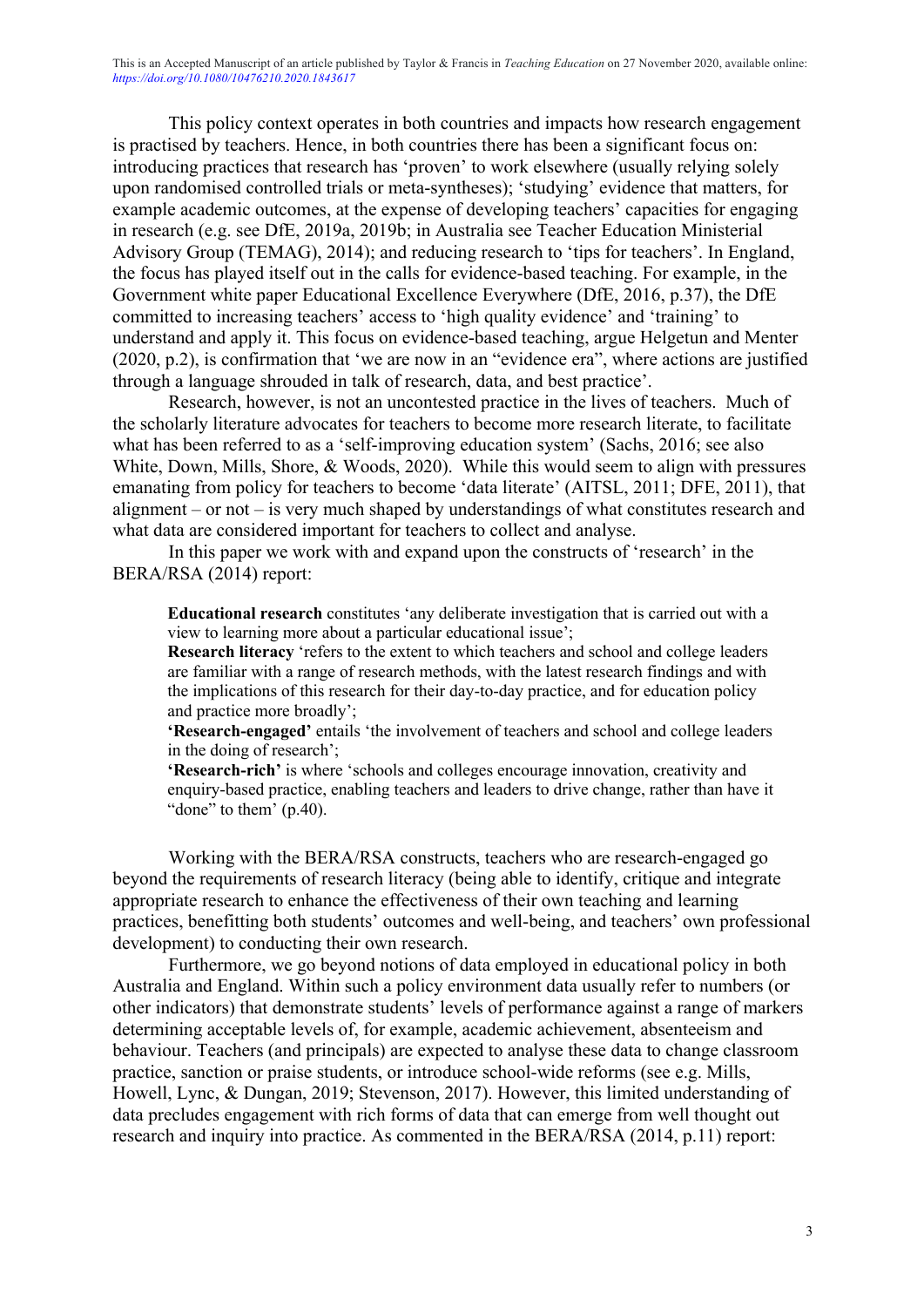This policy context operates in both countries and impacts how research engagement is practised by teachers. Hence, in both countries there has been a significant focus on: introducing practices that research has 'proven' to work elsewhere (usually relying solely upon randomised controlled trials or meta-syntheses); 'studying' evidence that matters, for example academic outcomes, at the expense of developing teachers' capacities for engaging in research (e.g. see DfE, 2019a, 2019b; in Australia see Teacher Education Ministerial Advisory Group (TEMAG), 2014); and reducing research to 'tips for teachers'. In England, the focus has played itself out in the calls for evidence-based teaching. For example, in the Government white paper Educational Excellence Everywhere (DfE, 2016, p.37), the DfE committed to increasing teachers' access to 'high quality evidence' and 'training' to understand and apply it. This focus on evidence-based teaching, argue Helgetun and Menter (2020, p.2), is confirmation that 'we are now in an "evidence era", where actions are justified through a language shrouded in talk of research, data, and best practice'.

Research, however, is not an uncontested practice in the lives of teachers. Much of the scholarly literature advocates for teachers to become more research literate, to facilitate what has been referred to as a 'self-improving education system' (Sachs, 2016; see also White, Down, Mills, Shore, & Woods, 2020). While this would seem to align with pressures emanating from policy for teachers to become 'data literate' (AITSL, 2011; DFE, 2011), that alignment – or not – is very much shaped by understandings of what constitutes research and what data are considered important for teachers to collect and analyse.

In this paper we work with and expand upon the constructs of 'research' in the BERA/RSA (2014) report:

> **Educational research** constitutes 'any deliberate investigation that is carried out with a view to learning more about a particular educational issue';
> **Research literacy** 'refers to the extent to which teachers and school and college leaders are familiar with a range of research methods, with the latest research findings and with the implications of this research for their day-to-day practice, and for education policy and practice more broadly';
> **'Research-engaged'** entails 'the involvement of teachers and school and college leaders in the doing of research';
> **'Research-rich'** is where 'schools and colleges encourage innovation, creativity and enquiry-based practice, enabling teachers and leaders to drive change, rather than have it "done" to them' (p.40).

Working with the BERA/RSA constructs, teachers who are research-engaged go beyond the requirements of research literacy (being able to identify, critique and integrate appropriate research to enhance the effectiveness of their own teaching and learning practices, benefitting both students' outcomes and well-being, and teachers' own professional development) to conducting their own research.

Furthermore, we go beyond notions of data employed in educational policy in both Australia and England. Within such a policy environment data usually refer to numbers (or other indicators) that demonstrate students' levels of performance against a range of markers determining acceptable levels of, for example, academic achievement, absenteeism and behaviour. Teachers (and principals) are expected to analyse these data to change classroom practice, sanction or praise students, or introduce school-wide reforms (see e.g. Mills, Howell, Lync, & Dungan, 2019; Stevenson, 2017). However, this limited understanding of data precludes engagement with rich forms of data that can emerge from well thought out research and inquiry into practice. As commented in the BERA/RSA (2014, p.11) report: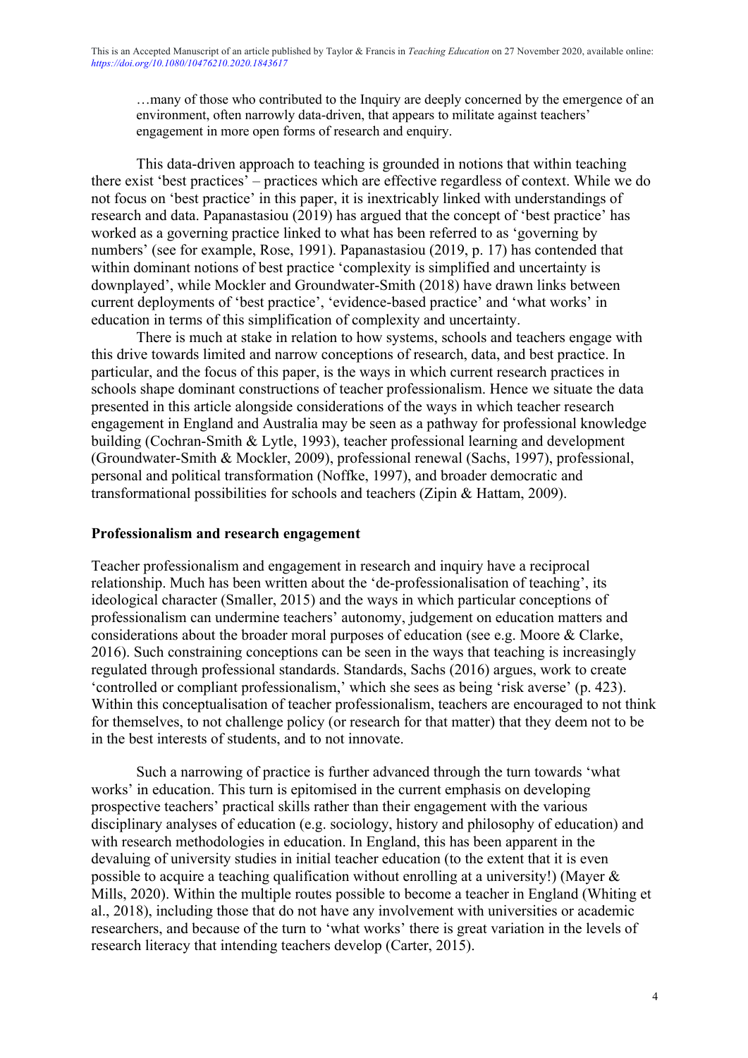> …many of those who contributed to the Inquiry are deeply concerned by the emergence of an environment, often narrowly data-driven, that appears to militate against teachers' engagement in more open forms of research and enquiry.

This data-driven approach to teaching is grounded in notions that within teaching there exist 'best practices' – practices which are effective regardless of context. While we do not focus on 'best practice' in this paper, it is inextricably linked with understandings of research and data. Papanastasiou (2019) has argued that the concept of 'best practice' has worked as a governing practice linked to what has been referred to as 'governing by numbers' (see for example, Rose, 1991). Papanastasiou (2019, p. 17) has contended that within dominant notions of best practice 'complexity is simplified and uncertainty is downplayed', while Mockler and Groundwater-Smith (2018) have drawn links between current deployments of 'best practice', 'evidence-based practice' and 'what works' in education in terms of this simplification of complexity and uncertainty.

There is much at stake in relation to how systems, schools and teachers engage with this drive towards limited and narrow conceptions of research, data, and best practice. In particular, and the focus of this paper, is the ways in which current research practices in schools shape dominant constructions of teacher professionalism. Hence we situate the data presented in this article alongside considerations of the ways in which teacher research engagement in England and Australia may be seen as a pathway for professional knowledge building (Cochran-Smith & Lytle, 1993), teacher professional learning and development (Groundwater-Smith & Mockler, 2009), professional renewal (Sachs, 1997), professional, personal and political transformation (Noffke, 1997), and broader democratic and transformational possibilities for schools and teachers (Zipin & Hattam, 2009).

## Professionalism and research engagement

Teacher professionalism and engagement in research and inquiry have a reciprocal relationship. Much has been written about the 'de-professionalisation of teaching', its ideological character (Smaller, 2015) and the ways in which particular conceptions of professionalism can undermine teachers' autonomy, judgement on education matters and considerations about the broader moral purposes of education (see e.g. Moore & Clarke, 2016). Such constraining conceptions can be seen in the ways that teaching is increasingly regulated through professional standards. Standards, Sachs (2016) argues, work to create 'controlled or compliant professionalism,' which she sees as being 'risk averse' (p. 423). Within this conceptualisation of teacher professionalism, teachers are encouraged to not think for themselves, to not challenge policy (or research for that matter) that they deem not to be in the best interests of students, and to not innovate.

Such a narrowing of practice is further advanced through the turn towards 'what works' in education. This turn is epitomised in the current emphasis on developing prospective teachers' practical skills rather than their engagement with the various disciplinary analyses of education (e.g. sociology, history and philosophy of education) and with research methodologies in education. In England, this has been apparent in the devaluing of university studies in initial teacher education (to the extent that it is even possible to acquire a teaching qualification without enrolling at a university!) (Mayer & Mills, 2020). Within the multiple routes possible to become a teacher in England (Whiting et al., 2018), including those that do not have any involvement with universities or academic researchers, and because of the turn to 'what works' there is great variation in the levels of research literacy that intending teachers develop (Carter, 2015).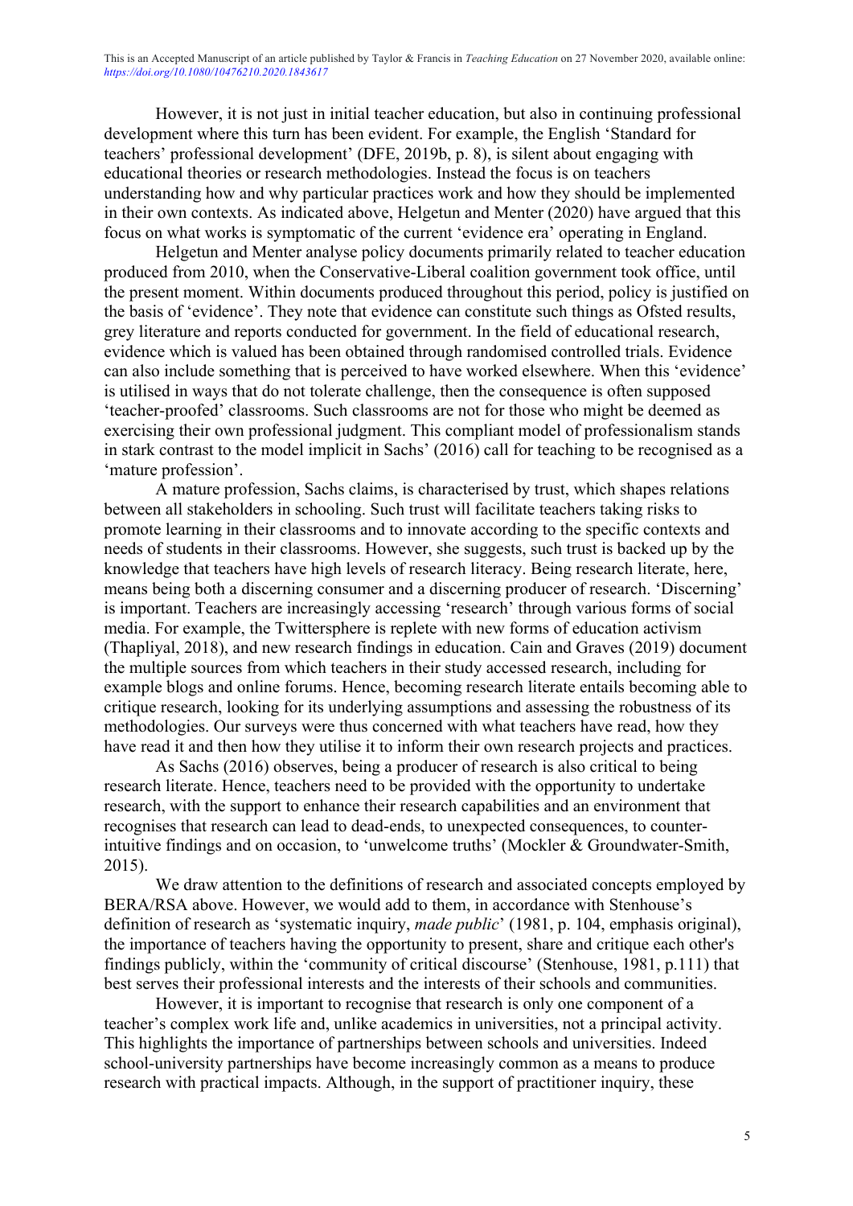However, it is not just in initial teacher education, but also in continuing professional development where this turn has been evident. For example, the English 'Standard for teachers' professional development' (DFE, 2019b, p. 8), is silent about engaging with educational theories or research methodologies. Instead the focus is on teachers understanding how and why particular practices work and how they should be implemented in their own contexts. As indicated above, Helgetun and Menter (2020) have argued that this focus on what works is symptomatic of the current 'evidence era' operating in England.

Helgetun and Menter analyse policy documents primarily related to teacher education produced from 2010, when the Conservative-Liberal coalition government took office, until the present moment. Within documents produced throughout this period, policy is justified on the basis of 'evidence'. They note that evidence can constitute such things as Ofsted results, grey literature and reports conducted for government. In the field of educational research, evidence which is valued has been obtained through randomised controlled trials. Evidence can also include something that is perceived to have worked elsewhere. When this 'evidence' is utilised in ways that do not tolerate challenge, then the consequence is often supposed 'teacher-proofed' classrooms. Such classrooms are not for those who might be deemed as exercising their own professional judgment. This compliant model of professionalism stands in stark contrast to the model implicit in Sachs' (2016) call for teaching to be recognised as a 'mature profession'.

A mature profession, Sachs claims, is characterised by trust, which shapes relations between all stakeholders in schooling. Such trust will facilitate teachers taking risks to promote learning in their classrooms and to innovate according to the specific contexts and needs of students in their classrooms. However, she suggests, such trust is backed up by the knowledge that teachers have high levels of research literacy. Being research literate, here, means being both a discerning consumer and a discerning producer of research. 'Discerning' is important. Teachers are increasingly accessing 'research' through various forms of social media. For example, the Twittersphere is replete with new forms of education activism (Thapliyal, 2018), and new research findings in education. Cain and Graves (2019) document the multiple sources from which teachers in their study accessed research, including for example blogs and online forums. Hence, becoming research literate entails becoming able to critique research, looking for its underlying assumptions and assessing the robustness of its methodologies. Our surveys were thus concerned with what teachers have read, how they have read it and then how they utilise it to inform their own research projects and practices.

As Sachs (2016) observes, being a producer of research is also critical to being research literate. Hence, teachers need to be provided with the opportunity to undertake research, with the support to enhance their research capabilities and an environment that recognises that research can lead to dead-ends, to unexpected consequences, to counter-intuitive findings and on occasion, to 'unwelcome truths' (Mockler & Groundwater-Smith, 2015).

We draw attention to the definitions of research and associated concepts employed by BERA/RSA above. However, we would add to them, in accordance with Stenhouse's definition of research as 'systematic inquiry, *made public*' (1981, p. 104, emphasis original), the importance of teachers having the opportunity to present, share and critique each other's findings publicly, within the 'community of critical discourse' (Stenhouse, 1981, p.111) that best serves their professional interests and the interests of their schools and communities.

However, it is important to recognise that research is only one component of a teacher's complex work life and, unlike academics in universities, not a principal activity. This highlights the importance of partnerships between schools and universities. Indeed school-university partnerships have become increasingly common as a means to produce research with practical impacts. Although, in the support of practitioner inquiry, these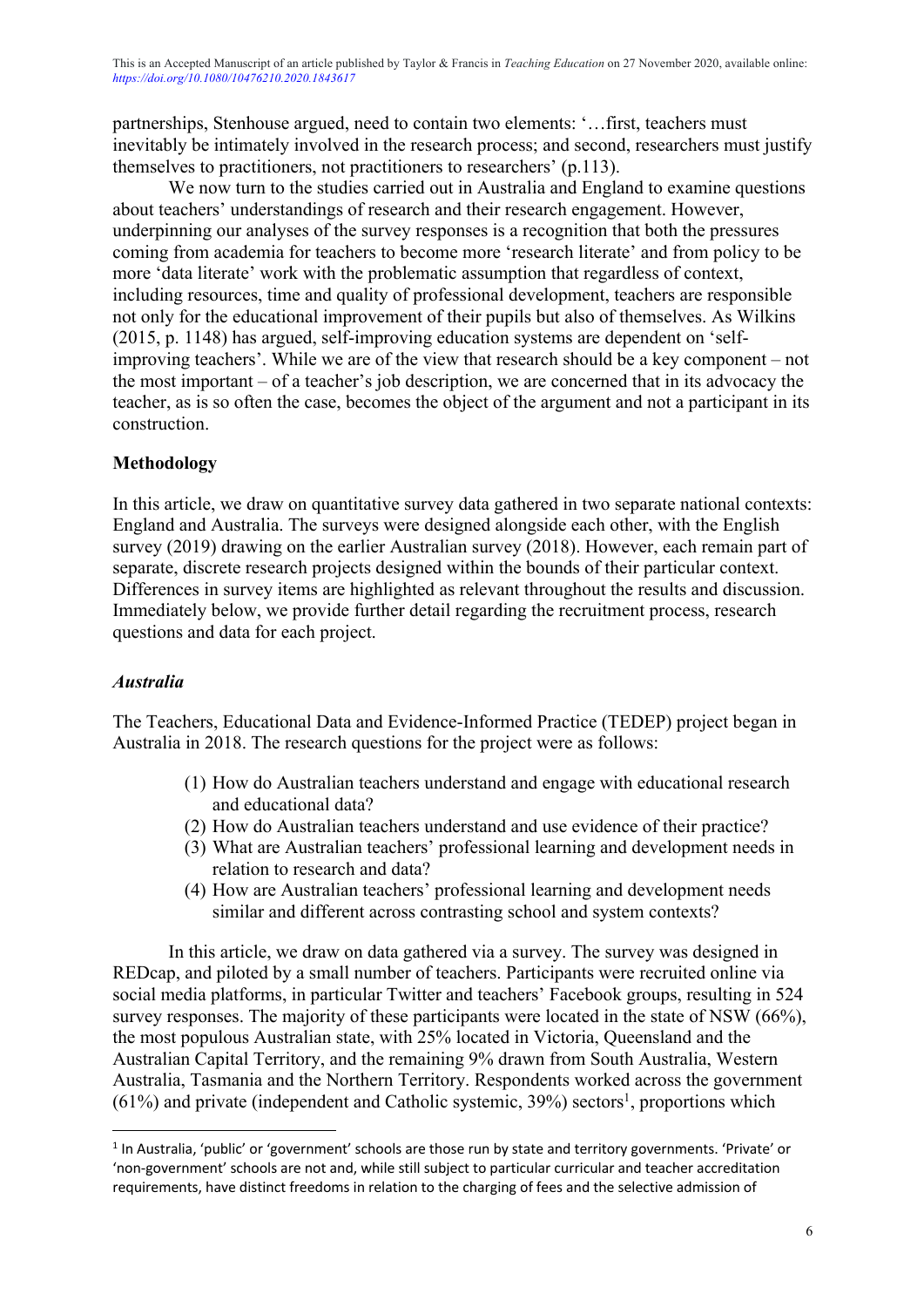partnerships, Stenhouse argued, need to contain two elements: '…first, teachers must inevitably be intimately involved in the research process; and second, researchers must justify themselves to practitioners, not practitioners to researchers' (p.113).

We now turn to the studies carried out in Australia and England to examine questions about teachers' understandings of research and their research engagement. However, underpinning our analyses of the survey responses is a recognition that both the pressures coming from academia for teachers to become more 'research literate' and from policy to be more 'data literate' work with the problematic assumption that regardless of context, including resources, time and quality of professional development, teachers are responsible not only for the educational improvement of their pupils but also of themselves. As Wilkins (2015, p. 1148) has argued, self-improving education systems are dependent on 'self-improving teachers'. While we are of the view that research should be a key component – not the most important – of a teacher's job description, we are concerned that in its advocacy the teacher, as is so often the case, becomes the object of the argument and not a participant in its construction.

## Methodology

In this article, we draw on quantitative survey data gathered in two separate national contexts: England and Australia. The surveys were designed alongside each other, with the English survey (2019) drawing on the earlier Australian survey (2018). However, each remain part of separate, discrete research projects designed within the bounds of their particular context. Differences in survey items are highlighted as relevant throughout the results and discussion. Immediately below, we provide further detail regarding the recruitment process, research questions and data for each project.

### *Australia*

The Teachers, Educational Data and Evidence-Informed Practice (TEDEP) project began in Australia in 2018. The research questions for the project were as follows:

1. How do Australian teachers understand and engage with educational research and educational data?
2. How do Australian teachers understand and use evidence of their practice?
3. What are Australian teachers' professional learning and development needs in relation to research and data?
4. How are Australian teachers' professional learning and development needs similar and different across contrasting school and system contexts?

In this article, we draw on data gathered via a survey. The survey was designed in REDcap, and piloted by a small number of teachers. Participants were recruited online via social media platforms, in particular Twitter and teachers' Facebook groups, resulting in 524 survey responses. The majority of these participants were located in the state of NSW (66%), the most populous Australian state, with 25% located in Victoria, Queensland and the Australian Capital Territory, and the remaining 9% drawn from South Australia, Western Australia, Tasmania and the Northern Territory. Respondents worked across the government (61%) and private (independent and Catholic systemic, 39%) sectors[1], proportions which

[1] In Australia, 'public' or 'government' schools are those run by state and territory governments. 'Private' or 'non-government' schools are not and, while still subject to particular curricular and teacher accreditation requirements, have distinct freedoms in relation to the charging of fees and the selective admission of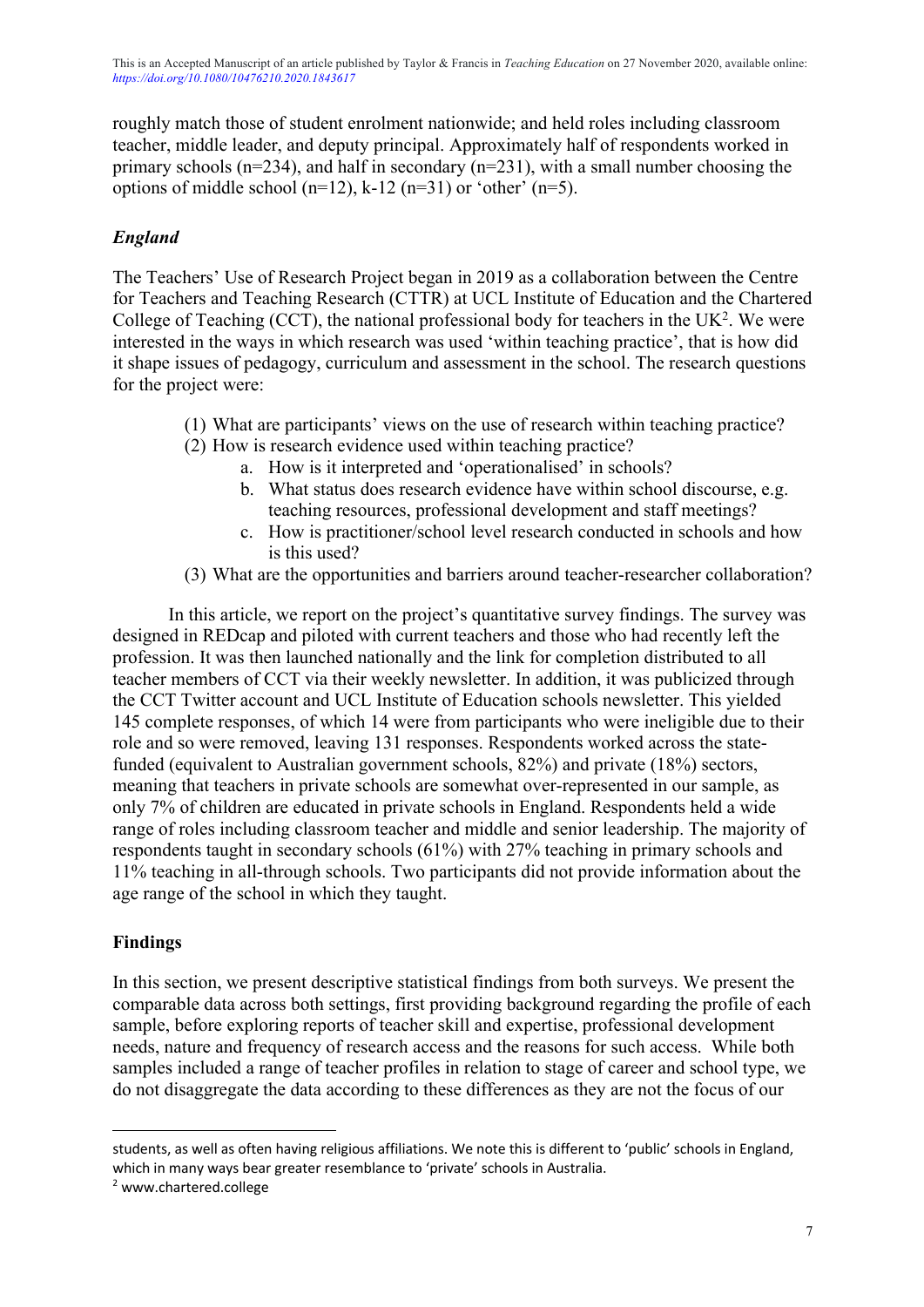roughly match those of student enrolment nationwide; and held roles including classroom teacher, middle leader, and deputy principal. Approximately half of respondents worked in primary schools (n=234), and half in secondary (n=231), with a small number choosing the options of middle school (n=12), k-12 (n=31) or 'other' (n=5).

### *England*

The Teachers' Use of Research Project began in 2019 as a collaboration between the Centre for Teachers and Teaching Research (CTTR) at UCL Institute of Education and the Chartered College of Teaching (CCT), the national professional body for teachers in the UK[2]. We were interested in the ways in which research was used 'within teaching practice', that is how did it shape issues of pedagogy, curriculum and assessment in the school. The research questions for the project were:

(1) What are participants' views on the use of research within teaching practice?
(2) How is research evidence used within teaching practice?
   a. How is it interpreted and 'operationalised' in schools?
   b. What status does research evidence have within school discourse, e.g. teaching resources, professional development and staff meetings?
   c. How is practitioner/school level research conducted in schools and how is this used?
(3) What are the opportunities and barriers around teacher-researcher collaboration?

In this article, we report on the project's quantitative survey findings. The survey was designed in REDcap and piloted with current teachers and those who had recently left the profession. It was then launched nationally and the link for completion distributed to all teacher members of CCT via their weekly newsletter. In addition, it was publicized through the CCT Twitter account and UCL Institute of Education schools newsletter. This yielded 145 complete responses, of which 14 were from participants who were ineligible due to their role and so were removed, leaving 131 responses. Respondents worked across the state-funded (equivalent to Australian government schools, 82%) and private (18%) sectors, meaning that teachers in private schools are somewhat over-represented in our sample, as only 7% of children are educated in private schools in England. Respondents held a wide range of roles including classroom teacher and middle and senior leadership. The majority of respondents taught in secondary schools (61%) with 27% teaching in primary schools and 11% teaching in all-through schools. Two participants did not provide information about the age range of the school in which they taught.

## Findings

In this section, we present descriptive statistical findings from both surveys. We present the comparable data across both settings, first providing background regarding the profile of each sample, before exploring reports of teacher skill and expertise, professional development needs, nature and frequency of research access and the reasons for such access. While both samples included a range of teacher profiles in relation to stage of career and school type, we do not disaggregate the data according to these differences as they are not the focus of our

---

students, as well as often having religious affiliations. We note this is different to 'public' schools in England, which in many ways bear greater resemblance to 'private' schools in Australia.

[2] www.chartered.college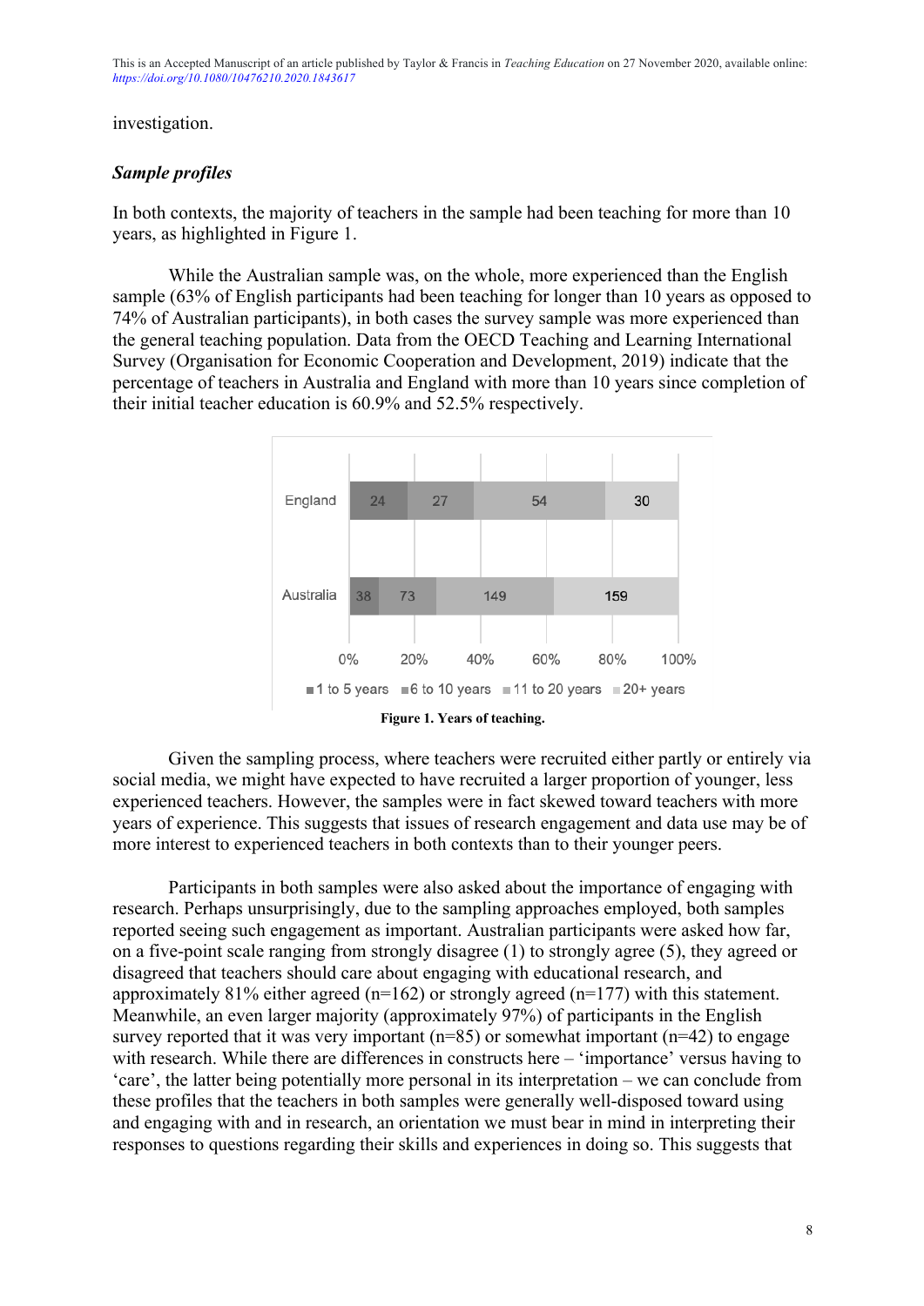investigation.

### *Sample profiles*

In both contexts, the majority of teachers in the sample had been teaching for more than 10 years, as highlighted in Figure 1.

While the Australian sample was, on the whole, more experienced than the English sample (63% of English participants had been teaching for longer than 10 years as opposed to 74% of Australian participants), in both cases the survey sample was more experienced than the general teaching population. Data from the OECD Teaching and Learning International Survey (Organisation for Economic Cooperation and Development, 2019) indicate that the percentage of teachers in Australia and England with more than 10 years since completion of their initial teacher education is 60.9% and 52.5% respectively.

| | 1 to 5 years | 6 to 10 years | 11 to 20 years | 20+ years |
|---|---|---|---|---|
| England | 24 | 27 | 54 | 30 |
| Australia | 38 | 73 | 149 | 159 |

**Figure 1. Years of teaching.**

Given the sampling process, where teachers were recruited either partly or entirely via social media, we might have expected to have recruited a larger proportion of younger, less experienced teachers. However, the samples were in fact skewed toward teachers with more years of experience. This suggests that issues of research engagement and data use may be of more interest to experienced teachers in both contexts than to their younger peers.

Participants in both samples were also asked about the importance of engaging with research. Perhaps unsurprisingly, due to the sampling approaches employed, both samples reported seeing such engagement as important. Australian participants were asked how far, on a five-point scale ranging from strongly disagree (1) to strongly agree (5), they agreed or disagreed that teachers should care about engaging with educational research, and approximately 81% either agreed (n=162) or strongly agreed (n=177) with this statement. Meanwhile, an even larger majority (approximately 97%) of participants in the English survey reported that it was very important (n=85) or somewhat important (n=42) to engage with research. While there are differences in constructs here – 'importance' versus having to 'care', the latter being potentially more personal in its interpretation – we can conclude from these profiles that the teachers in both samples were generally well-disposed toward using and engaging with and in research, an orientation we must bear in mind in interpreting their responses to questions regarding their skills and experiences in doing so. This suggests that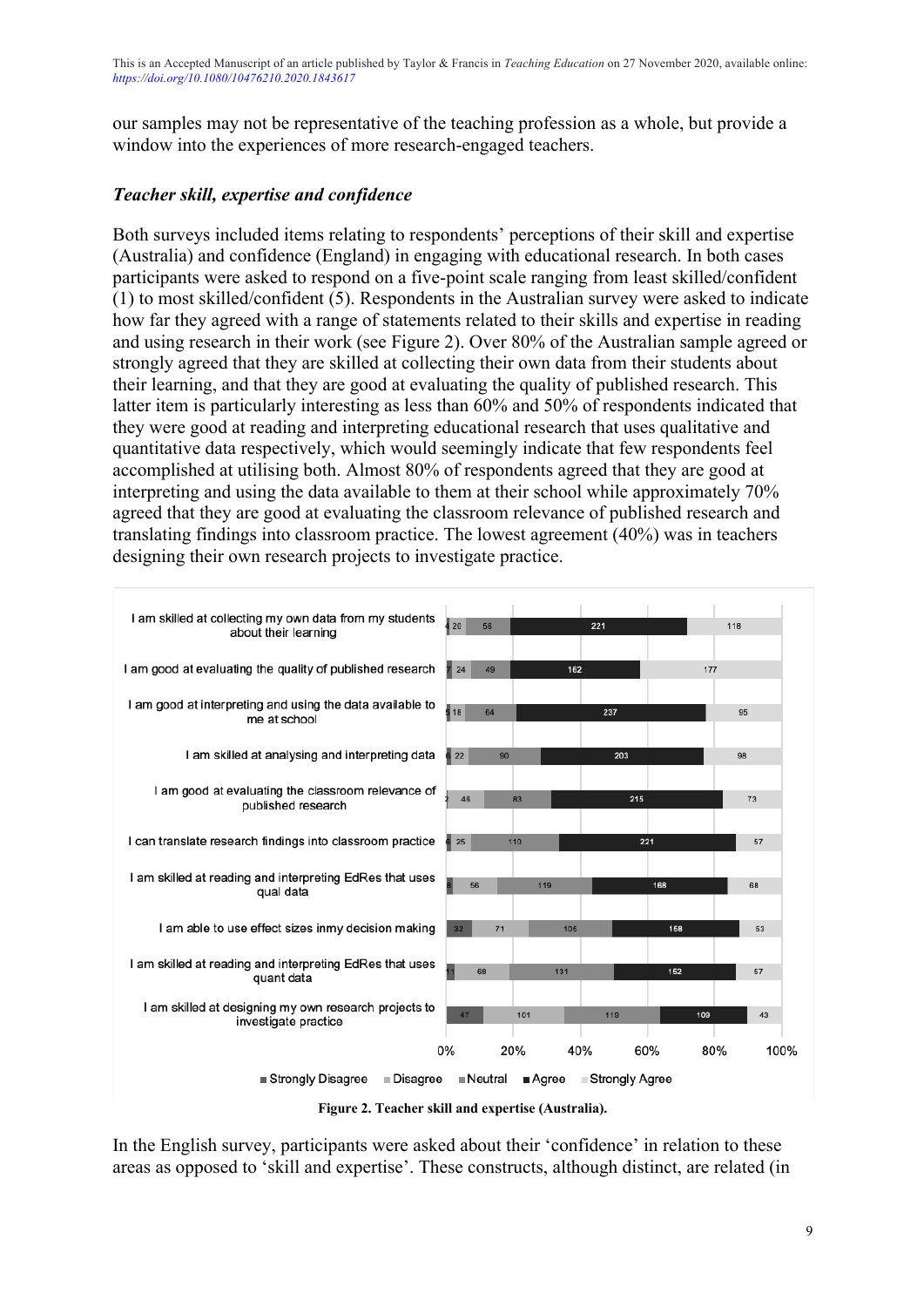our samples may not be representative of the teaching profession as a whole, but provide a window into the experiences of more research-engaged teachers.

### *Teacher skill, expertise and confidence*

Both surveys included items relating to respondents' perceptions of their skill and expertise (Australia) and confidence (England) in engaging with educational research. In both cases participants were asked to respond on a five-point scale ranging from least skilled/confident (1) to most skilled/confident (5). Respondents in the Australian survey were asked to indicate how far they agreed with a range of statements related to their skills and expertise in reading and using research in their work (see Figure 2). Over 80% of the Australian sample agreed or strongly agreed that they are skilled at collecting their own data from their students about their learning, and that they are good at evaluating the quality of published research. This latter item is particularly interesting as less than 60% and 50% of respondents indicated that they were good at reading and interpreting educational research that uses qualitative and quantitative data respectively, which would seemingly indicate that few respondents feel accomplished at utilising both. Almost 80% of respondents agreed that they are good at interpreting and using the data available to them at their school while approximately 70% agreed that they are good at evaluating the classroom relevance of published research and translating findings into classroom practice. The lowest agreement (40%) was in teachers designing their own research projects to investigate practice.

| | Strongly Disagree | Disagree | Neutral | Agree | Strongly Agree |
|---|---|---|---|---|---|
| I am skilled at collecting my own data from my students about their learning | 4 | 20 | 56 | 221 | 118 |
| I am good at evaluating the quality of published research | 7 | 24 | 49 | 162 | 177 |
| I am good at interpreting and using the data available to me at school | 5 | 18 | 64 | 237 | 95 |
| I am skilled at analysing and interpreting data | 6 | 22 | 90 | 203 | 98 |
| I am good at evaluating the classroom relevance of published research | 2 | 46 | 83 | 215 | 73 |
| I can translate research findings into classroom practice | 6 | 25 | 110 | 221 | 57 |
| I am skilled at reading and interpreting EdRes that uses qual data | 8 | 56 | 119 | 168 | 68 |
| I am able to use effect sizes inmy decision making | 32 | 71 | 105 | 158 | 53 |
| I am skilled at reading and interpreting EdRes that uses quant data | 11 | 68 | 131 | 152 | 57 |
| I am skilled at designing my own research projects to investigate practice | 47 | 101 | 119 | 109 | 43 |

**Figure 2. Teacher skill and expertise (Australia).**

In the English survey, participants were asked about their 'confidence' in relation to these areas as opposed to 'skill and expertise'. These constructs, although distinct, are related (in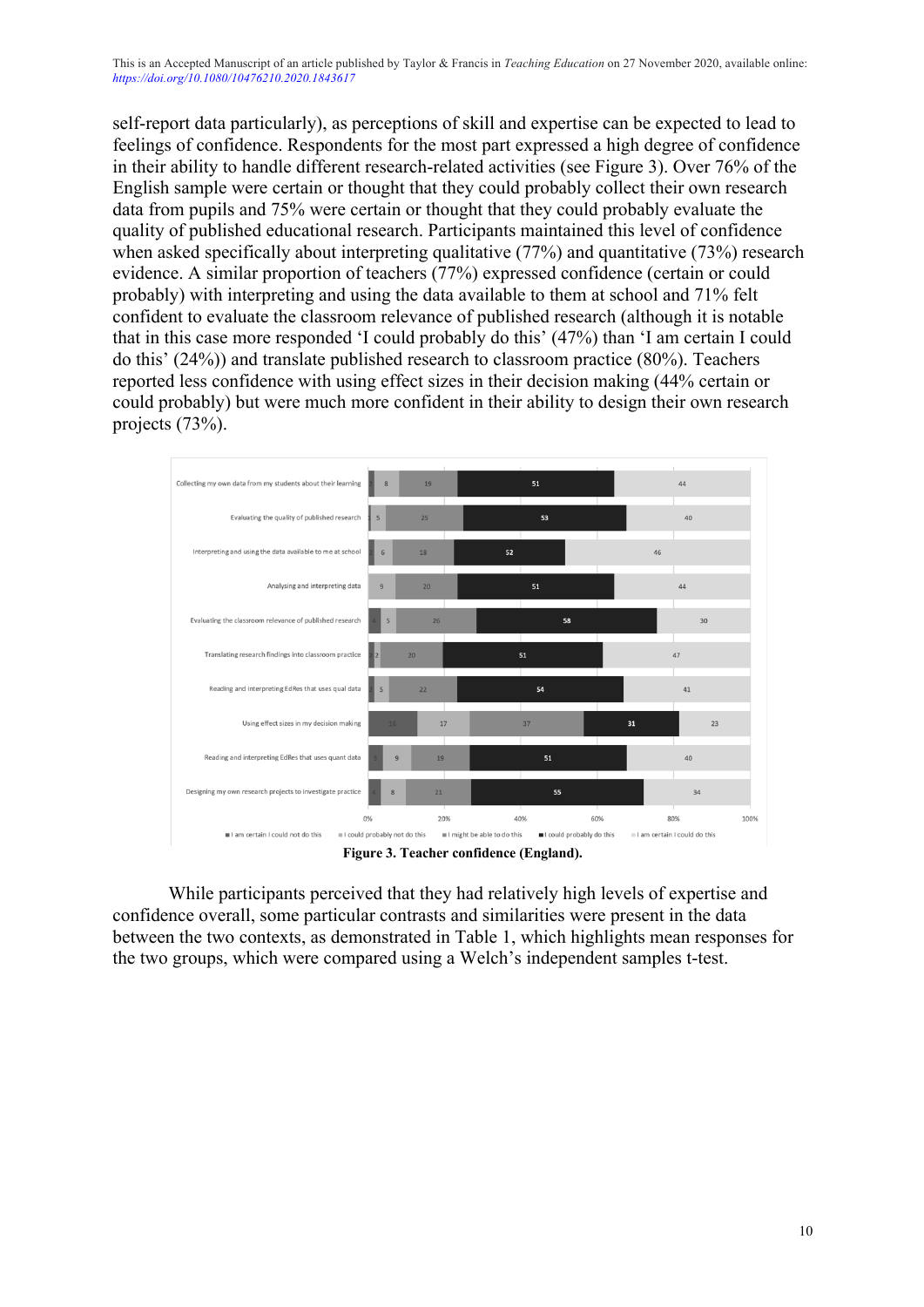self-report data particularly), as perceptions of skill and expertise can be expected to lead to feelings of confidence. Respondents for the most part expressed a high degree of confidence in their ability to handle different research-related activities (see Figure 3). Over 76% of the English sample were certain or thought that they could probably collect their own research data from pupils and 75% were certain or thought that they could probably evaluate the quality of published educational research. Participants maintained this level of confidence when asked specifically about interpreting qualitative (77%) and quantitative (73%) research evidence. A similar proportion of teachers (77%) expressed confidence (certain or could probably) with interpreting and using the data available to them at school and 71% felt confident to evaluate the classroom relevance of published research (although it is notable that in this case more responded 'I could probably do this' (47%) than 'I am certain I could do this' (24%)) and translate published research to classroom practice (80%). Teachers reported less confidence with using effect sizes in their decision making (44% certain or could probably) but were much more confident in their ability to design their own research projects (73%).

**Figure 3. Teacher confidence (England).**

While participants perceived that they had relatively high levels of expertise and confidence overall, some particular contrasts and similarities were present in the data between the two contexts, as demonstrated in Table 1, which highlights mean responses for the two groups, which were compared using a Welch's independent samples t-test.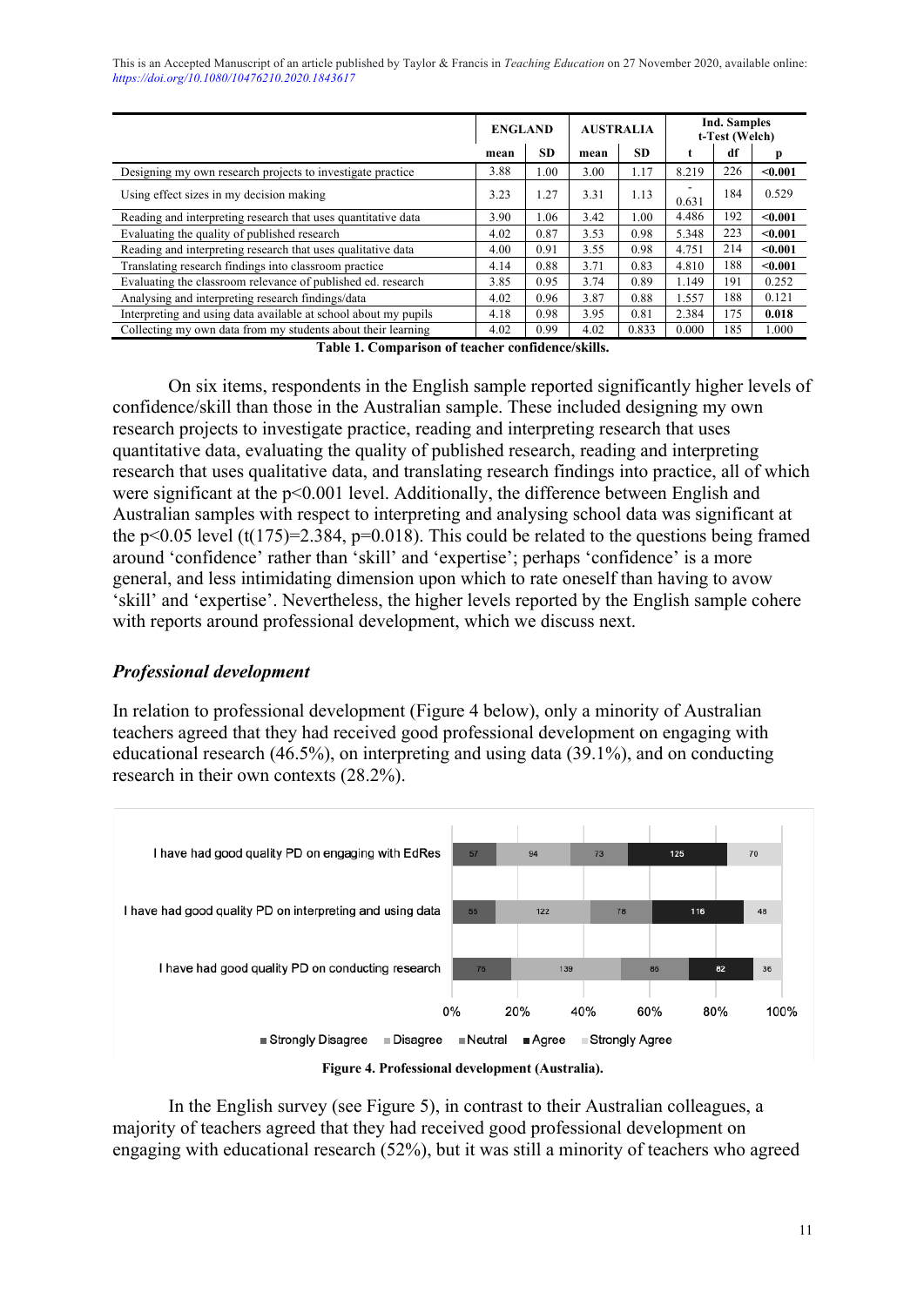| | ENGLAND | | AUSTRALIA | | Ind. Samples t-Test (Welch) | | |
|---|---|---|---|---|---|---|---|
| | mean | SD | mean | SD | t | df | p |
| Designing my own research projects to investigate practice | 3.88 | 1.00 | 3.00 | 1.17 | 8.219 | 226 | **<0.001** |
| Using effect sizes in my decision making | 3.23 | 1.27 | 3.31 | 1.13 | -0.631 | 184 | 0.529 |
| Reading and interpreting research that uses quantitative data | 3.90 | 1.06 | 3.42 | 1.00 | 4.486 | 192 | **<0.001** |
| Evaluating the quality of published research | 4.02 | 0.87 | 3.53 | 0.98 | 5.348 | 223 | **<0.001** |
| Reading and interpreting research that uses qualitative data | 4.00 | 0.91 | 3.55 | 0.98 | 4.751 | 214 | **<0.001** |
| Translating research findings into classroom practice | 4.14 | 0.88 | 3.71 | 0.83 | 4.810 | 188 | **<0.001** |
| Evaluating the classroom relevance of published ed. research | 3.85 | 0.95 | 3.74 | 0.89 | 1.149 | 191 | 0.252 |
| Analysing and interpreting research findings/data | 4.02 | 0.96 | 3.87 | 0.88 | 1.557 | 188 | 0.121 |
| Interpreting and using data available at school about my pupils | 4.18 | 0.98 | 3.95 | 0.81 | 2.384 | 175 | **0.018** |
| Collecting my own data from my students about their learning | 4.02 | 0.99 | 4.02 | 0.833 | 0.000 | 185 | 1.000 |

**Table 1. Comparison of teacher confidence/skills.**

On six items, respondents in the English sample reported significantly higher levels of confidence/skill than those in the Australian sample. These included designing my own research projects to investigate practice, reading and interpreting research that uses quantitative data, evaluating the quality of published research, reading and interpreting research that uses qualitative data, and translating research findings into practice, all of which were significant at the $p<0.001$ level. Additionally, the difference between English and Australian samples with respect to interpreting and analysing school data was significant at the $p<0.05$ level ($t(175)=2.384$, $p=0.018$). This could be related to the questions being framed around 'confidence' rather than 'skill' and 'expertise'; perhaps 'confidence' is a more general, and less intimidating dimension upon which to rate oneself than having to avow 'skill' and 'expertise'. Nevertheless, the higher levels reported by the English sample cohere with reports around professional development, which we discuss next.

### *Professional development*

In relation to professional development (Figure 4 below), only a minority of Australian teachers agreed that they had received good professional development on engaging with educational research (46.5%), on interpreting and using data (39.1%), and on conducting research in their own contexts (28.2%).

**Figure 4. Professional development (Australia).**

In the English survey (see Figure 5), in contrast to their Australian colleagues, a majority of teachers agreed that they had received good professional development on engaging with educational research (52%), but it was still a minority of teachers who agreed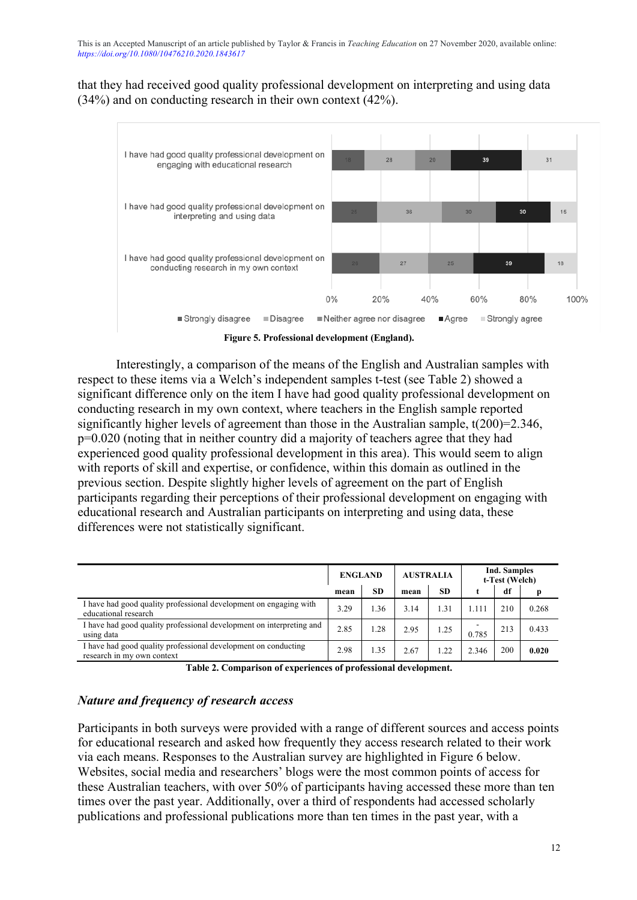that they had received good quality professional development on interpreting and using data (34%) and on conducting research in their own context (42%).

**Figure 5. Professional development (England).**

Interestingly, a comparison of the means of the English and Australian samples with respect to these items via a Welch's independent samples t-test (see Table 2) showed a significant difference only on the item I have had good quality professional development on conducting research in my own context, where teachers in the English sample reported significantly higher levels of agreement than those in the Australian sample, $t(200)=2.346$, $p=0.020$ (noting that in neither country did a majority of teachers agree that they had experienced good quality professional development in this area). This would seem to align with reports of skill and expertise, or confidence, within this domain as outlined in the previous section. Despite slightly higher levels of agreement on the part of English participants regarding their perceptions of their professional development on engaging with educational research and Australian participants on interpreting and using data, these differences were not statistically significant.

| | ENGLAND | | AUSTRALIA | | Ind. Samples t-Test (Welch) | | |
|---|---|---|---|---|---|---|---|
| | mean | SD | mean | SD | t | df | p |
| I have had good quality professional development on engaging with educational research | 3.29 | 1.36 | 3.14 | 1.31 | 1.111 | 210 | 0.268 |
| I have had good quality professional development on interpreting and using data | 2.85 | 1.28 | 2.95 | 1.25 | -0.785 | 213 | 0.433 |
| I have had good quality professional development on conducting research in my own context | 2.98 | 1.35 | 2.67 | 1.22 | 2.346 | 200 | **0.020** |

**Table 2. Comparison of experiences of professional development.**

## *Nature and frequency of research access*

Participants in both surveys were provided with a range of different sources and access points for educational research and asked how frequently they access research related to their work via each means. Responses to the Australian survey are highlighted in Figure 6 below. Websites, social media and researchers' blogs were the most common points of access for these Australian teachers, with over 50% of participants having accessed these more than ten times over the past year. Additionally, over a third of respondents had accessed scholarly publications and professional publications more than ten times in the past year, with a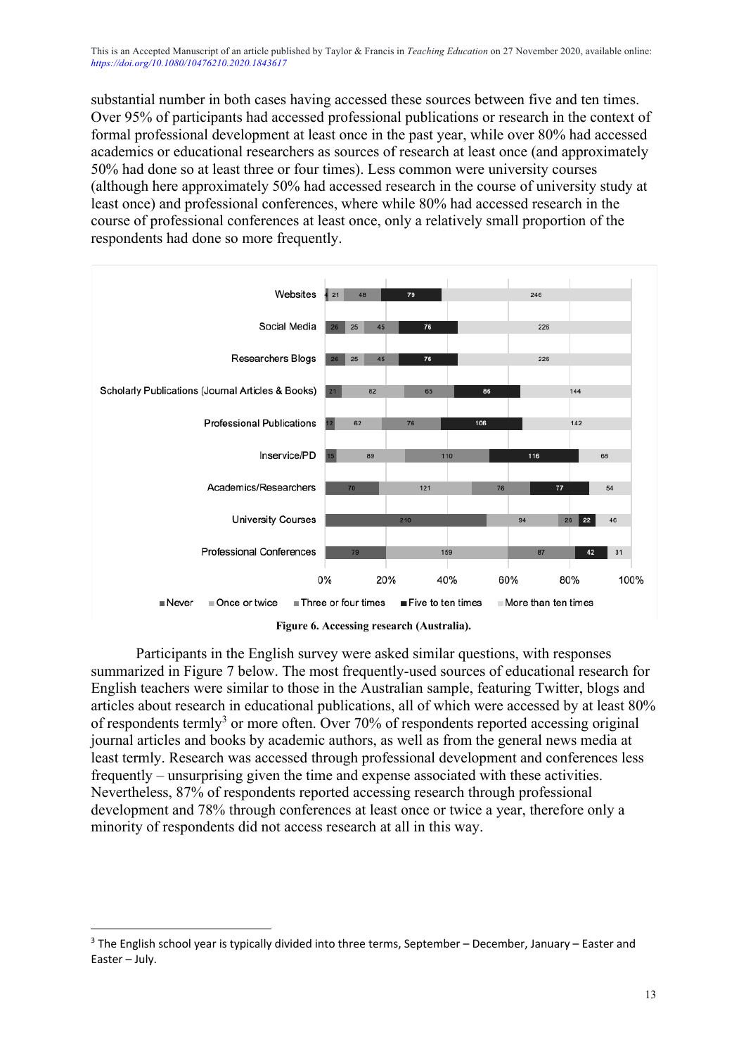substantial number in both cases having accessed these sources between five and ten times. Over 95% of participants had accessed professional publications or research in the context of formal professional development at least once in the past year, while over 80% had accessed academics or educational researchers as sources of research at least once (and approximately 50% had done so at least three or four times). Less common were university courses (although here approximately 50% had accessed research in the course of university study at least once) and professional conferences, where while 80% had accessed research in the course of professional conferences at least once, only a relatively small proportion of the respondents had done so more frequently.

**Figure 6. Accessing research (Australia).**

Participants in the English survey were asked similar questions, with responses summarized in Figure 7 below. The most frequently-used sources of educational research for English teachers were similar to those in the Australian sample, featuring Twitter, blogs and articles about research in educational publications, all of which were accessed by at least 80% of respondents termly[3] or more often. Over 70% of respondents reported accessing original journal articles and books by academic authors, as well as from the general news media at least termly. Research was accessed through professional development and conferences less frequently – unsurprising given the time and expense associated with these activities. Nevertheless, 87% of respondents reported accessing research through professional development and 78% through conferences at least once or twice a year, therefore only a minority of respondents did not access research at all in this way.

---

[3] The English school year is typically divided into three terms, September – December, January – Easter and Easter – July.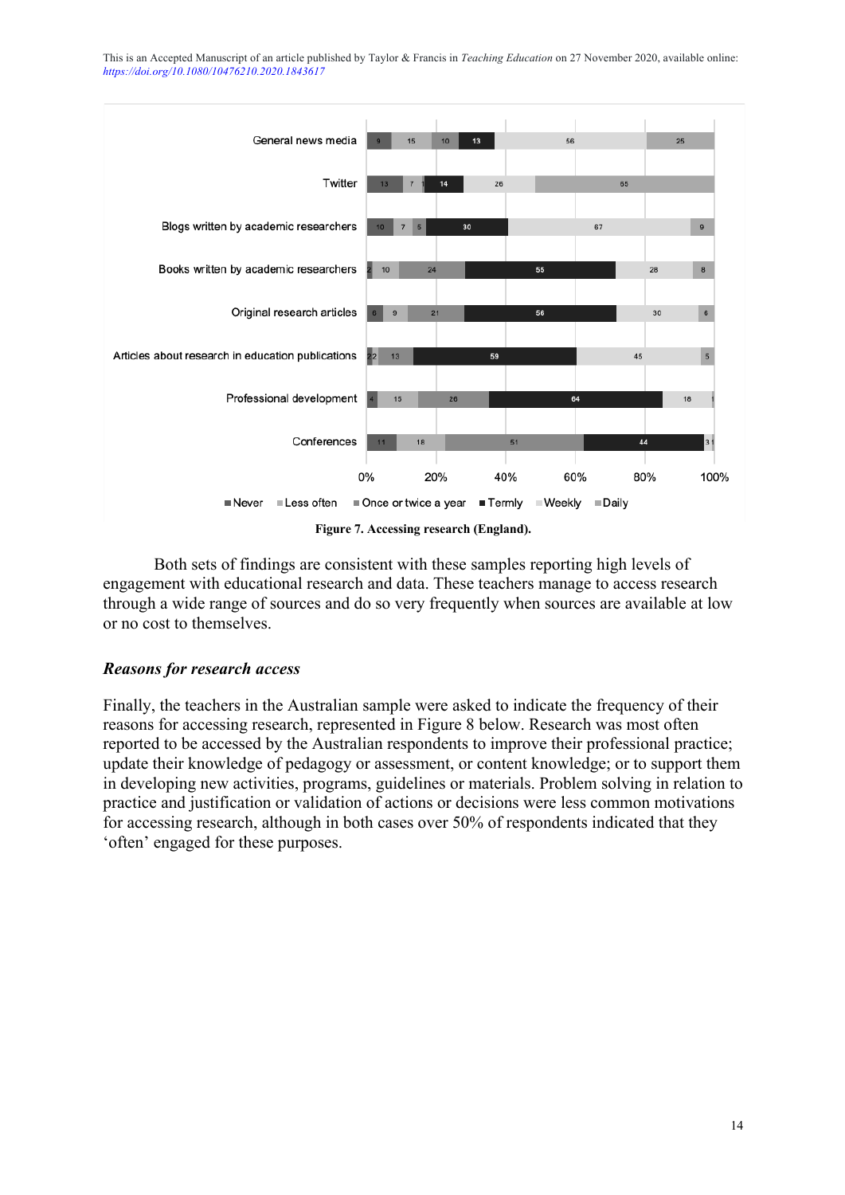This is an Accepted Manuscript of an article published by Taylor & Francis in *Teaching Education* on 27 November 2020, available online: *https://doi.org/10.1080/10476210.2020.1843617*

| | Never | Less often | Once or twice a year | Termly | Weekly | Daily |
|---|---|---|---|---|---|---|
| General news media | 9 | 15 | 10 | 13 | 56 | 25 |
| Twitter | 13 | 7 | 1 | 14 | 26 | 65 |
| Blogs written by academic researchers | 10 | 7 | 5 | 30 | 67 | 9 |
| Books written by academic researchers | 2 | 10 | 24 | 55 | 28 | 8 |
| Original research articles | 6 | 9 | 21 | 56 | 30 | 6 |
| Articles about research in education publications | 2 | 2 | 13 | 59 | 45 | 5 |
| Professional development | 4 | 15 | 26 | 64 | 18 | 1 |
| Conferences | 11 | 18 | 51 | 44 | 3 | 1 |

**Figure 7. Accessing research (England).**

Both sets of findings are consistent with these samples reporting high levels of engagement with educational research and data. These teachers manage to access research through a wide range of sources and do so very frequently when sources are available at low or no cost to themselves.

### *Reasons for research access*

Finally, the teachers in the Australian sample were asked to indicate the frequency of their reasons for accessing research, represented in Figure 8 below. Research was most often reported to be accessed by the Australian respondents to improve their professional practice; update their knowledge of pedagogy or assessment, or content knowledge; or to support them in developing new activities, programs, guidelines or materials. Problem solving in relation to practice and justification or validation of actions or decisions were less common motivations for accessing research, although in both cases over 50% of respondents indicated that they 'often' engaged for these purposes.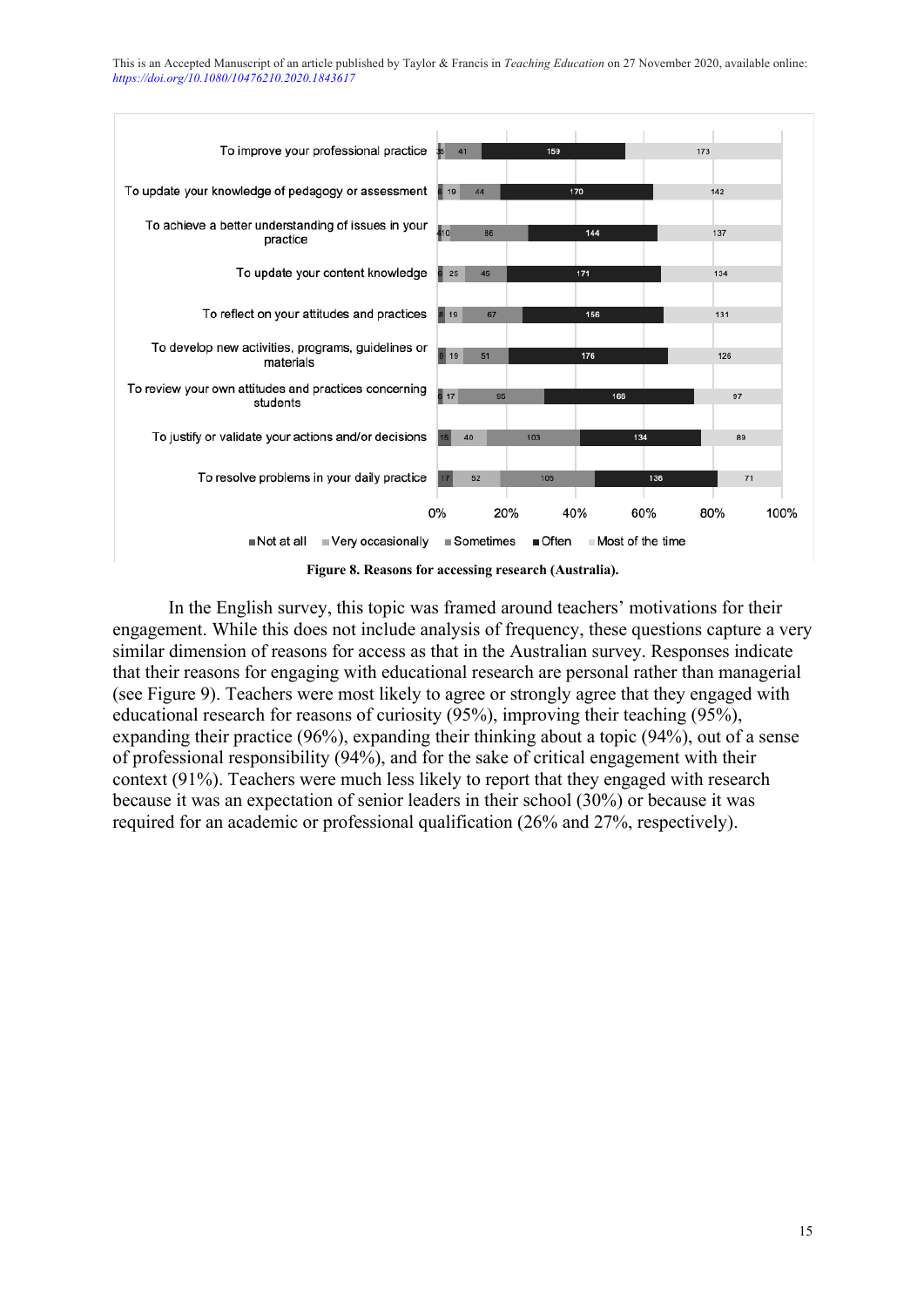| Reason | Not at all | Very occasionally | Sometimes | Often | Most of the time |
|---|---|---|---|---|---|
| To improve your professional practice | 3 | 5 | 41 | 159 | 173 |
| To update your knowledge of pedagogy or assessment | 6 | 19 | 44 | 170 | 142 |
| To achieve a better understanding of issues in your practice | 4 | 10 | 86 | 144 | 137 |
| To update your content knowledge | 6 | 25 | 45 | 171 | 134 |
| To reflect on your attitudes and practices | 8 | 19 | 67 | 156 | 131 |
| To develop new activities, programs, guidelines or materials | 9 | 19 | 51 | 176 | 126 |
| To review your own attitudes and practices concerning students | 6 | 17 | 95 | 166 | 97 |
| To justify or validate your actions and/or decisions | 15 | 40 | 103 | 134 | 89 |
| To resolve problems in your daily practice | 17 | 52 | 105 | 136 | 71 |

**Figure 8. Reasons for accessing research (Australia).**

In the English survey, this topic was framed around teachers' motivations for their engagement. While this does not include analysis of frequency, these questions capture a very similar dimension of reasons for access as that in the Australian survey. Responses indicate that their reasons for engaging with educational research are personal rather than managerial (see Figure 9). Teachers were most likely to agree or strongly agree that they engaged with educational research for reasons of curiosity (95%), improving their teaching (95%), expanding their practice (96%), expanding their thinking about a topic (94%), out of a sense of professional responsibility (94%), and for the sake of critical engagement with their context (91%). Teachers were much less likely to report that they engaged with research because it was an expectation of senior leaders in their school (30%) or because it was required for an academic or professional qualification (26% and 27%, respectively).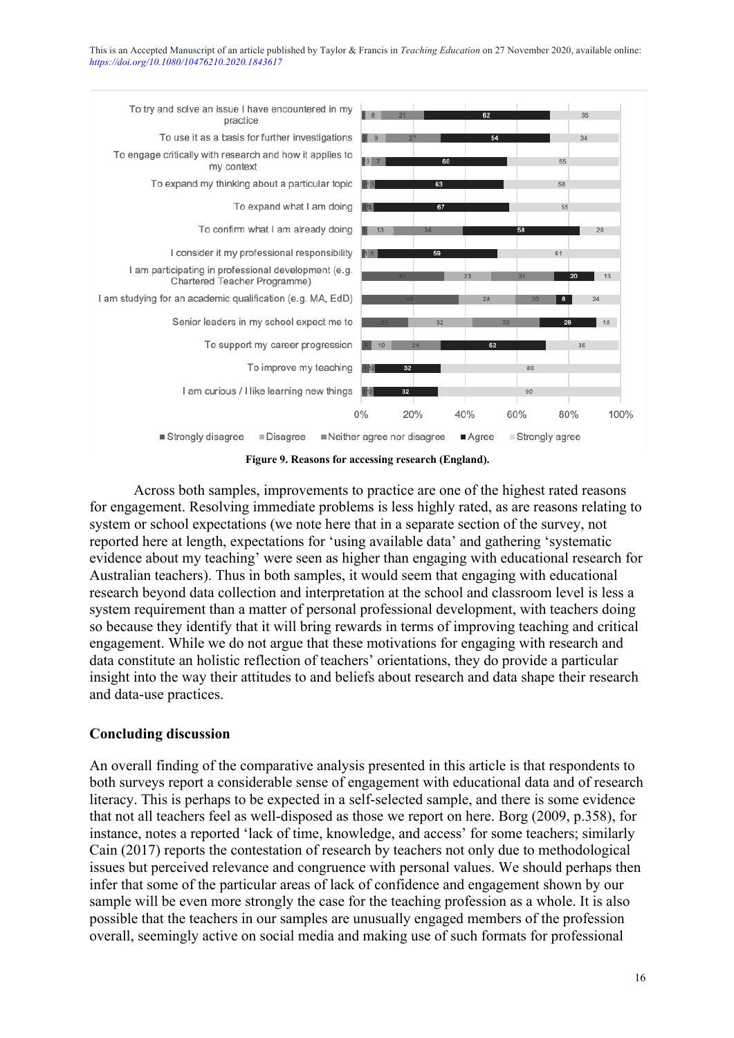**Figure 9. Reasons for accessing research (England).**

Across both samples, improvements to practice are one of the highest rated reasons for engagement. Resolving immediate problems is less highly rated, as are reasons relating to system or school expectations (we note here that in a separate section of the survey, not reported here at length, expectations for 'using available data' and gathering 'systematic evidence about my teaching' were seen as higher than engaging with educational research for Australian teachers). Thus in both samples, it would seem that engaging with educational research beyond data collection and interpretation at the school and classroom level is less a system requirement than a matter of personal professional development, with teachers doing so because they identify that it will bring rewards in terms of improving teaching and critical engagement. While we do not argue that these motivations for engaging with research and data constitute an holistic reflection of teachers' orientations, they do provide a particular insight into the way their attitudes to and beliefs about research and data shape their research and data-use practices.

## Concluding discussion

An overall finding of the comparative analysis presented in this article is that respondents to both surveys report a considerable sense of engagement with educational data and of research literacy. This is perhaps to be expected in a self-selected sample, and there is some evidence that not all teachers feel as well-disposed as those we report on here. Borg (2009, p.358), for instance, notes a reported 'lack of time, knowledge, and access' for some teachers; similarly Cain (2017) reports the contestation of research by teachers not only due to methodological issues but perceived relevance and congruence with personal values. We should perhaps then infer that some of the particular areas of lack of confidence and engagement shown by our sample will be even more strongly the case for the teaching profession as a whole. It is also possible that the teachers in our samples are unusually engaged members of the profession overall, seemingly active on social media and making use of such formats for professional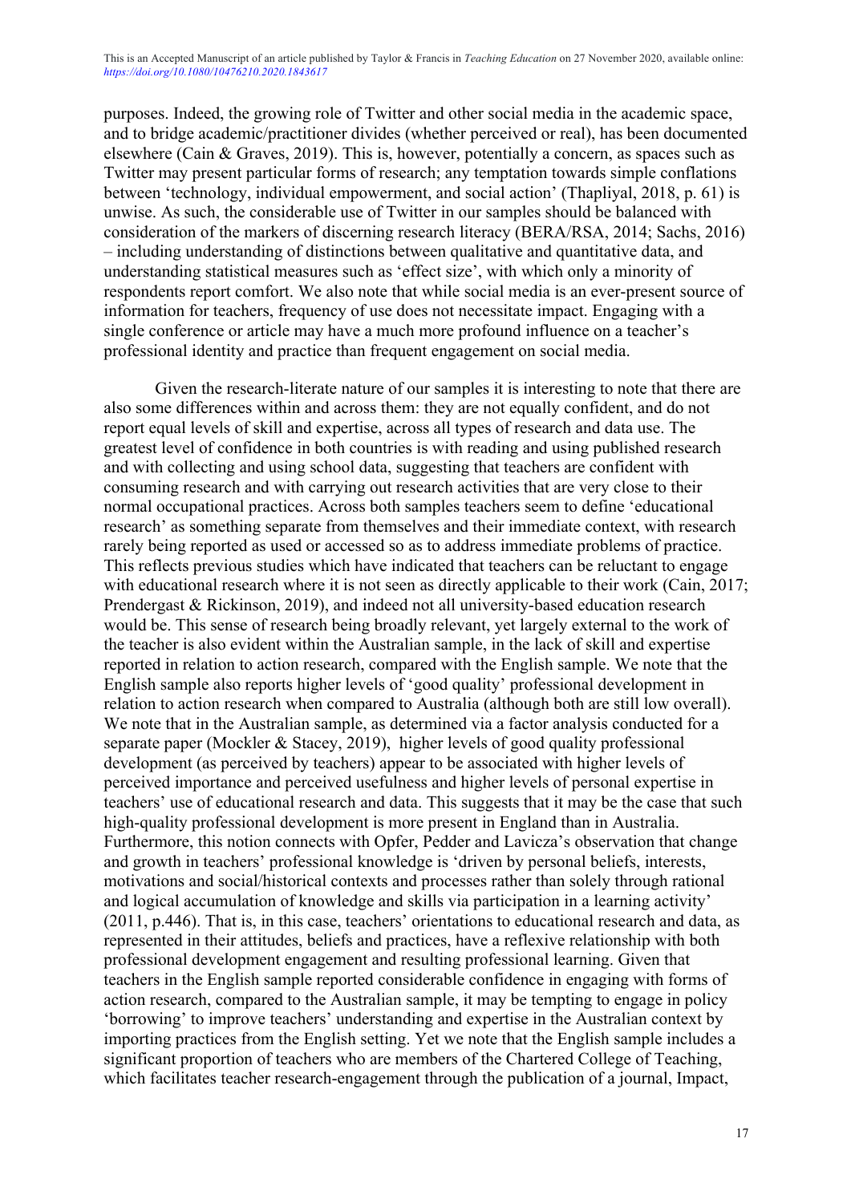purposes. Indeed, the growing role of Twitter and other social media in the academic space, and to bridge academic/practitioner divides (whether perceived or real), has been documented elsewhere (Cain & Graves, 2019). This is, however, potentially a concern, as spaces such as Twitter may present particular forms of research; any temptation towards simple conflations between 'technology, individual empowerment, and social action' (Thapliyal, 2018, p. 61) is unwise. As such, the considerable use of Twitter in our samples should be balanced with consideration of the markers of discerning research literacy (BERA/RSA, 2014; Sachs, 2016) – including understanding of distinctions between qualitative and quantitative data, and understanding statistical measures such as 'effect size', with which only a minority of respondents report comfort. We also note that while social media is an ever-present source of information for teachers, frequency of use does not necessitate impact. Engaging with a single conference or article may have a much more profound influence on a teacher's professional identity and practice than frequent engagement on social media.

Given the research-literate nature of our samples it is interesting to note that there are also some differences within and across them: they are not equally confident, and do not report equal levels of skill and expertise, across all types of research and data use. The greatest level of confidence in both countries is with reading and using published research and with collecting and using school data, suggesting that teachers are confident with consuming research and with carrying out research activities that are very close to their normal occupational practices. Across both samples teachers seem to define 'educational research' as something separate from themselves and their immediate context, with research rarely being reported as used or accessed so as to address immediate problems of practice. This reflects previous studies which have indicated that teachers can be reluctant to engage with educational research where it is not seen as directly applicable to their work (Cain, 2017; Prendergast & Rickinson, 2019), and indeed not all university-based education research would be. This sense of research being broadly relevant, yet largely external to the work of the teacher is also evident within the Australian sample, in the lack of skill and expertise reported in relation to action research, compared with the English sample. We note that the English sample also reports higher levels of 'good quality' professional development in relation to action research when compared to Australia (although both are still low overall). We note that in the Australian sample, as determined via a factor analysis conducted for a separate paper (Mockler & Stacey, 2019), higher levels of good quality professional development (as perceived by teachers) appear to be associated with higher levels of perceived importance and perceived usefulness and higher levels of personal expertise in teachers' use of educational research and data. This suggests that it may be the case that such high-quality professional development is more present in England than in Australia. Furthermore, this notion connects with Opfer, Pedder and Lavicza's observation that change and growth in teachers' professional knowledge is 'driven by personal beliefs, interests, motivations and social/historical contexts and processes rather than solely through rational and logical accumulation of knowledge and skills via participation in a learning activity' (2011, p.446). That is, in this case, teachers' orientations to educational research and data, as represented in their attitudes, beliefs and practices, have a reflexive relationship with both professional development engagement and resulting professional learning. Given that teachers in the English sample reported considerable confidence in engaging with forms of action research, compared to the Australian sample, it may be tempting to engage in policy 'borrowing' to improve teachers' understanding and expertise in the Australian context by importing practices from the English setting. Yet we note that the English sample includes a significant proportion of teachers who are members of the Chartered College of Teaching, which facilitates teacher research-engagement through the publication of a journal, Impact,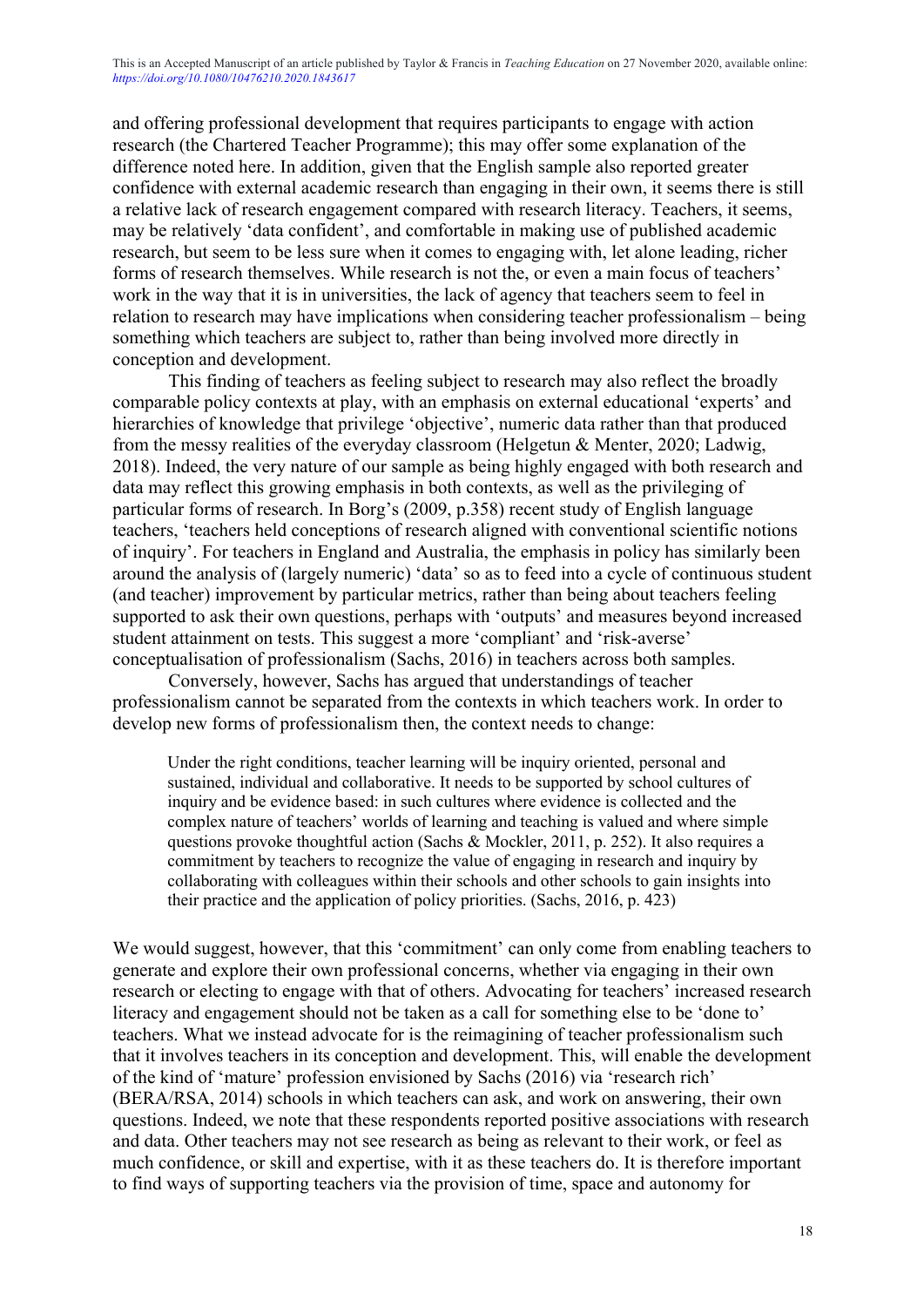and offering professional development that requires participants to engage with action research (the Chartered Teacher Programme); this may offer some explanation of the difference noted here. In addition, given that the English sample also reported greater confidence with external academic research than engaging in their own, it seems there is still a relative lack of research engagement compared with research literacy. Teachers, it seems, may be relatively 'data confident', and comfortable in making use of published academic research, but seem to be less sure when it comes to engaging with, let alone leading, richer forms of research themselves. While research is not the, or even a main focus of teachers' work in the way that it is in universities, the lack of agency that teachers seem to feel in relation to research may have implications when considering teacher professionalism – being something which teachers are subject to, rather than being involved more directly in conception and development.

This finding of teachers as feeling subject to research may also reflect the broadly comparable policy contexts at play, with an emphasis on external educational 'experts' and hierarchies of knowledge that privilege 'objective', numeric data rather than that produced from the messy realities of the everyday classroom (Helgetun & Menter, 2020; Ladwig, 2018). Indeed, the very nature of our sample as being highly engaged with both research and data may reflect this growing emphasis in both contexts, as well as the privileging of particular forms of research. In Borg's (2009, p.358) recent study of English language teachers, 'teachers held conceptions of research aligned with conventional scientific notions of inquiry'. For teachers in England and Australia, the emphasis in policy has similarly been around the analysis of (largely numeric) 'data' so as to feed into a cycle of continuous student (and teacher) improvement by particular metrics, rather than being about teachers feeling supported to ask their own questions, perhaps with 'outputs' and measures beyond increased student attainment on tests. This suggest a more 'compliant' and 'risk-averse' conceptualisation of professionalism (Sachs, 2016) in teachers across both samples.

Conversely, however, Sachs has argued that understandings of teacher professionalism cannot be separated from the contexts in which teachers work. In order to develop new forms of professionalism then, the context needs to change:

> Under the right conditions, teacher learning will be inquiry oriented, personal and sustained, individual and collaborative. It needs to be supported by school cultures of inquiry and be evidence based: in such cultures where evidence is collected and the complex nature of teachers' worlds of learning and teaching is valued and where simple questions provoke thoughtful action (Sachs & Mockler, 2011, p. 252). It also requires a commitment by teachers to recognize the value of engaging in research and inquiry by collaborating with colleagues within their schools and other schools to gain insights into their practice and the application of policy priorities. (Sachs, 2016, p. 423)

We would suggest, however, that this 'commitment' can only come from enabling teachers to generate and explore their own professional concerns, whether via engaging in their own research or electing to engage with that of others. Advocating for teachers' increased research literacy and engagement should not be taken as a call for something else to be 'done to' teachers. What we instead advocate for is the reimagining of teacher professionalism such that it involves teachers in its conception and development. This, will enable the development of the kind of 'mature' profession envisioned by Sachs (2016) via 'research rich' (BERA/RSA, 2014) schools in which teachers can ask, and work on answering, their own questions. Indeed, we note that these respondents reported positive associations with research and data. Other teachers may not see research as being as relevant to their work, or feel as much confidence, or skill and expertise, with it as these teachers do. It is therefore important to find ways of supporting teachers via the provision of time, space and autonomy for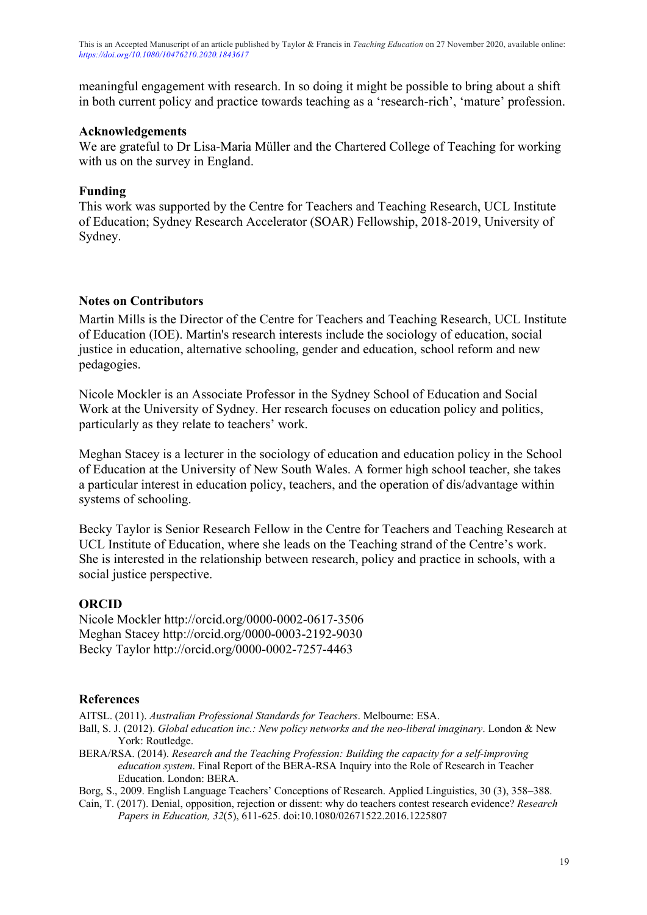meaningful engagement with research. In so doing it might be possible to bring about a shift in both current policy and practice towards teaching as a 'research-rich', 'mature' profession.

## Acknowledgements

We are grateful to Dr Lisa-Maria Müller and the Chartered College of Teaching for working with us on the survey in England.

## Funding

This work was supported by the Centre for Teachers and Teaching Research, UCL Institute of Education; Sydney Research Accelerator (SOAR) Fellowship, 2018-2019, University of Sydney.

## Notes on Contributors

Martin Mills is the Director of the Centre for Teachers and Teaching Research, UCL Institute of Education (IOE). Martin's research interests include the sociology of education, social justice in education, alternative schooling, gender and education, school reform and new pedagogies.

Nicole Mockler is an Associate Professor in the Sydney School of Education and Social Work at the University of Sydney. Her research focuses on education policy and politics, particularly as they relate to teachers' work.

Meghan Stacey is a lecturer in the sociology of education and education policy in the School of Education at the University of New South Wales. A former high school teacher, she takes a particular interest in education policy, teachers, and the operation of dis/advantage within systems of schooling.

Becky Taylor is Senior Research Fellow in the Centre for Teachers and Teaching Research at UCL Institute of Education, where she leads on the Teaching strand of the Centre's work. She is interested in the relationship between research, policy and practice in schools, with a social justice perspective.

## ORCID

Nicole Mockler http://orcid.org/0000-0002-0617-3506
Meghan Stacey http://orcid.org/0000-0003-2192-9030
Becky Taylor http://orcid.org/0000-0002-7257-4463

## References

AITSL. (2011). *Australian Professional Standards for Teachers*. Melbourne: ESA.

Ball, S. J. (2012). *Global education inc.: New policy networks and the neo-liberal imaginary*. London & New York: Routledge.

BERA/RSA. (2014). *Research and the Teaching Profession: Building the capacity for a self-improving education system*. Final Report of the BERA-RSA Inquiry into the Role of Research in Teacher Education. London: BERA.

Borg, S., 2009. English Language Teachers' Conceptions of Research. Applied Linguistics, 30 (3), 358–388.

Cain, T. (2017). Denial, opposition, rejection or dissent: why do teachers contest research evidence? *Research Papers in Education, 32*(5), 611-625. doi:10.1080/02671522.2016.1225807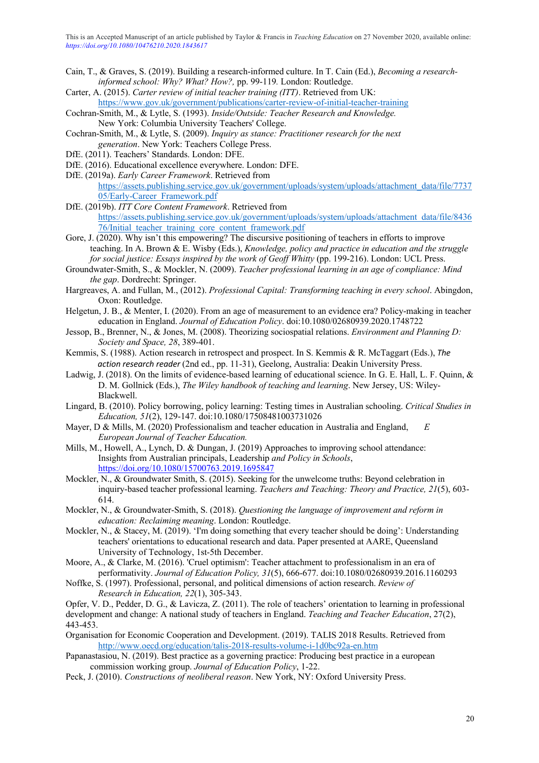Cain, T., & Graves, S. (2019). Building a research-informed culture. In T. Cain (Ed.), *Becoming a research-informed school: Why? What? How?,* pp. 99-119. London: Routledge.

Carter, A. (2015). *Carter review of initial teacher training (ITT)*. Retrieved from UK: https://www.gov.uk/government/publications/carter-review-of-initial-teacher-training

Cochran-Smith, M., & Lytle, S. (1993). *Inside/Outside: Teacher Research and Knowledge.* New York: Columbia University Teachers' College.

Cochran-Smith, M., & Lytle, S. (2009). *Inquiry as stance: Practitioner research for the next generation*. New York: Teachers College Press.

DfE. (2011). Teachers' Standards. London: DFE.

DfE. (2016). Educational excellence everywhere. London: DFE.

DfE. (2019a). *Early Career Framework*. Retrieved from https://assets.publishing.service.gov.uk/government/uploads/system/uploads/attachment_data/file/773705/Early-Career_Framework.pdf

DfE. (2019b). *ITT Core Content Framework*. Retrieved from https://assets.publishing.service.gov.uk/government/uploads/system/uploads/attachment_data/file/843676/Initial_teacher_training_core_content_framework.pdf

Gore, J. (2020). Why isn't this empowering? The discursive positioning of teachers in efforts to improve teaching. In A. Brown & E. Wisby (Eds.), *Knowledge, policy and practice in education and the struggle for social justice: Essays inspired by the work of Geoff Whitty* (pp. 199-216). London: UCL Press.

Groundwater-Smith, S., & Mockler, N. (2009). *Teacher professional learning in an age of compliance: Mind the gap*. Dordrecht: Springer.

Hargreaves, A. and Fullan, M., (2012). *Professional Capital: Transforming teaching in every school*. Abingdon, Oxon: Routledge.

Helgetun, J. B., & Menter, I. (2020). From an age of measurement to an evidence era? Policy-making in teacher education in England. *Journal of Education Policy*. doi:10.1080/02680939.2020.1748722

Jessop, B., Brenner, N., & Jones, M. (2008). Theorizing sociospatial relations. *Environment and Planning D: Society and Space, 28*, 389-401.

Kemmis, S. (1988). Action research in retrospect and prospect. In S. Kemmis & R. McTaggart (Eds.), *The action research reader* (2nd ed., pp. 11-31), Geelong, Australia: Deakin University Press.

Ladwig, J. (2018). On the limits of evidence-based learning of educational science. In G. E. Hall, L. F. Quinn, & D. M. Gollnick (Eds.), *The Wiley handbook of teaching and learning*. New Jersey, US: Wiley-Blackwell.

Lingard, B. (2010). Policy borrowing, policy learning: Testing times in Australian schooling. *Critical Studies in Education, 51*(2), 129-147. doi:10.1080/17508481003731026

Mayer, D & Mills, M. (2020) Professionalism and teacher education in Australia and England, *E European Journal of Teacher Education.*

Mills, M., Howell, A., Lynch, D. & Dungan, J. (2019) Approaches to improving school attendance: Insights from Australian principals, Leadership *and Policy in Schools*, https://doi.org/10.1080/15700763.2019.1695847

Mockler, N., & Groundwater Smith, S. (2015). Seeking for the unwelcome truths: Beyond celebration in inquiry-based teacher professional learning. *Teachers and Teaching: Theory and Practice, 21*(5), 603-614.

Mockler, N., & Groundwater-Smith, S. (2018). *Questioning the language of improvement and reform in education: Reclaiming meaning*. London: Routledge.

Mockler, N., & Stacey, M. (2019). 'I'm doing something that every teacher should be doing': Understanding teachers' orientations to educational research and data. Paper presented at AARE, Queensland University of Technology, 1st-5th December.

Moore, A., & Clarke, M. (2016). 'Cruel optimism': Teacher attachment to professionalism in an era of performativity. *Journal of Education Policy, 31*(5), 666-677. doi:10.1080/02680939.2016.1160293

Noffke, S. (1997). Professional, personal, and political dimensions of action research. *Review of Research in Education, 22*(1), 305-343.

Opfer, V. D., Pedder, D. G., & Lavicza, Z. (2011). The role of teachers' orientation to learning in professional development and change: A national study of teachers in England. *Teaching and Teacher Education*, 27(2), 443-453.

Organisation for Economic Cooperation and Development. (2019). TALIS 2018 Results. Retrieved from http://www.oecd.org/education/talis-2018-results-volume-i-1d0bc92a-en.htm

Papanastasiou, N. (2019). Best practice as a governing practice: Producing best practice in a european commission working group. *Journal of Education Policy*, 1-22.

Peck, J. (2010). *Constructions of neoliberal reason*. New York, NY: Oxford University Press.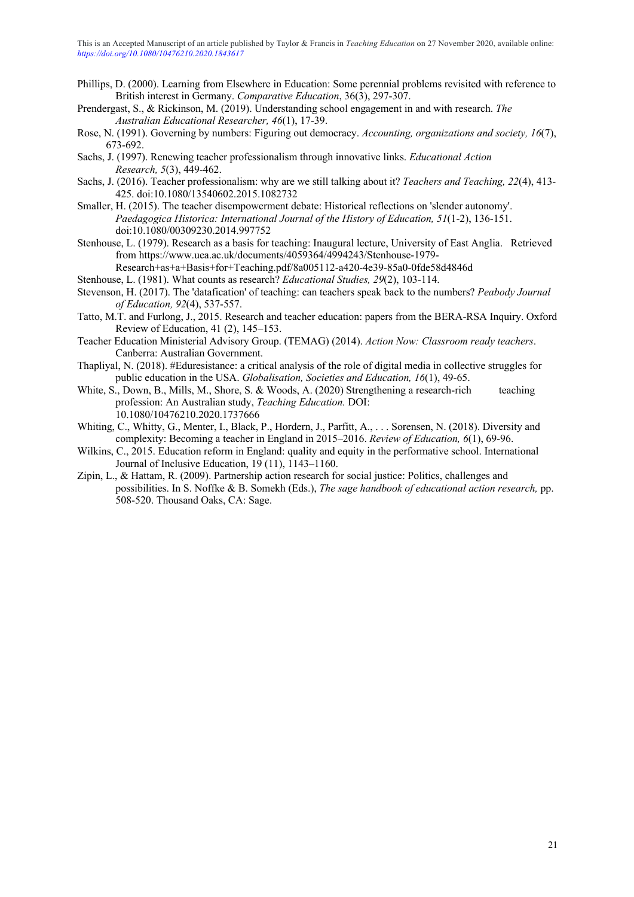Phillips, D. (2000). Learning from Elsewhere in Education: Some perennial problems revisited with reference to British interest in Germany. *Comparative Education*, 36(3), 297-307.

Prendergast, S., & Rickinson, M. (2019). Understanding school engagement in and with research. *The Australian Educational Researcher, 46*(1), 17-39.

Rose, N. (1991). Governing by numbers: Figuring out democracy. *Accounting, organizations and society, 16*(7), 673-692.

Sachs, J. (1997). Renewing teacher professionalism through innovative links. *Educational Action Research, 5*(3), 449-462.

Sachs, J. (2016). Teacher professionalism: why are we still talking about it? *Teachers and Teaching, 22*(4), 413-425. doi:10.1080/13540602.2015.1082732

Smaller, H. (2015). The teacher disempowerment debate: Historical reflections on 'slender autonomy'. *Paedagogica Historica: International Journal of the History of Education, 51*(1-2), 136-151. doi:10.1080/00309230.2014.997752

Stenhouse, L. (1979). Research as a basis for teaching: Inaugural lecture, University of East Anglia. Retrieved from https://www.uea.ac.uk/documents/4059364/4994243/Stenhouse-1979-Research+as+a+Basis+for+Teaching.pdf/8a005112-a420-4e39-85a0-0fde58d4846d

Stenhouse, L. (1981). What counts as research? *Educational Studies, 29*(2), 103-114.

Stevenson, H. (2017). The 'datafication' of teaching: can teachers speak back to the numbers? *Peabody Journal of Education, 92*(4), 537-557.

Tatto, M.T. and Furlong, J., 2015. Research and teacher education: papers from the BERA-RSA Inquiry. Oxford Review of Education, 41 (2), 145–153.

Teacher Education Ministerial Advisory Group. (TEMAG) (2014). *Action Now: Classroom ready teachers*. Canberra: Australian Government.

Thapliyal, N. (2018). #Eduresistance: a critical analysis of the role of digital media in collective struggles for public education in the USA. *Globalisation, Societies and Education, 16*(1), 49-65.

White, S., Down, B., Mills, M., Shore, S. & Woods, A. (2020) Strengthening a research-rich teaching profession: An Australian study, *Teaching Education.* DOI: 10.1080/10476210.2020.1737666

Whiting, C., Whitty, G., Menter, I., Black, P., Hordern, J., Parfitt, A., . . . Sorensen, N. (2018). Diversity and complexity: Becoming a teacher in England in 2015–2016. *Review of Education, 6*(1), 69-96.

Wilkins, C., 2015. Education reform in England: quality and equity in the performative school. International Journal of Inclusive Education, 19 (11), 1143–1160.

Zipin, L., & Hattam, R. (2009). Partnership action research for social justice: Politics, challenges and possibilities. In S. Noffke & B. Somekh (Eds.), *The sage handbook of educational action research,* pp. 508-520. Thousand Oaks, CA: Sage.